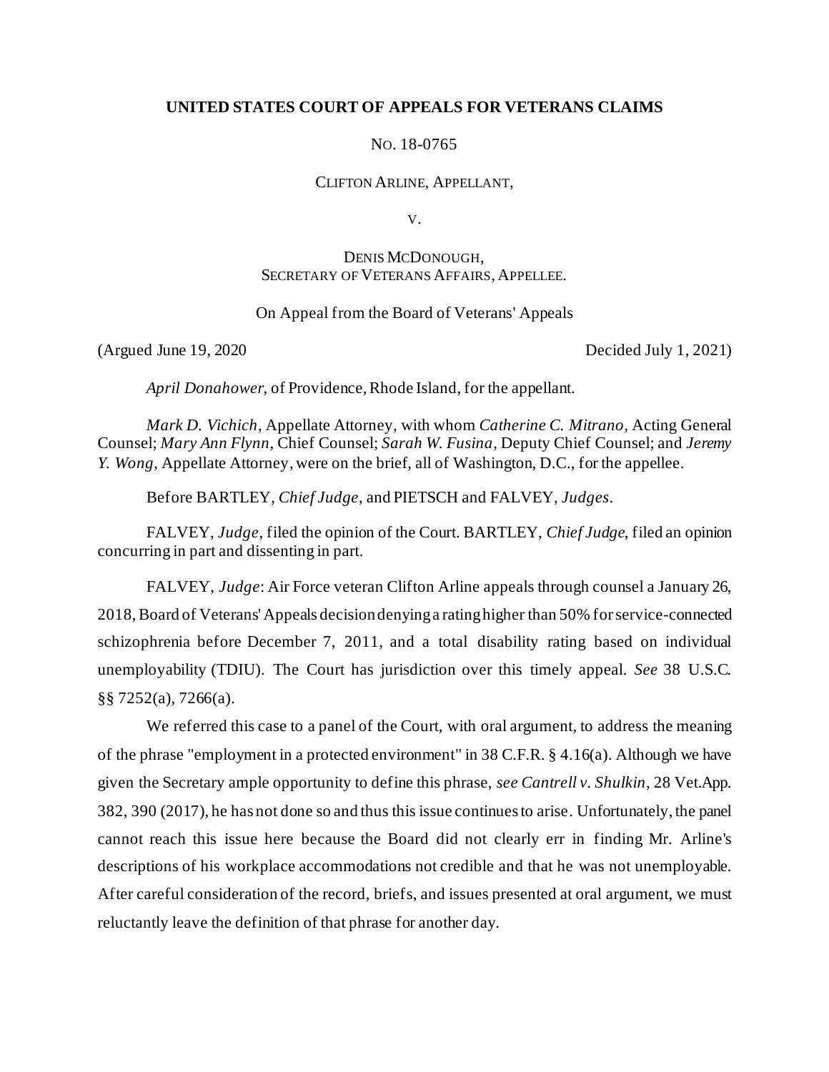**UNITED STATES COURT OF APPEALS FOR VETERANS CLAIMS**

NO. 18-0765

CLIFTON ARLINE, APPELLANT,

V.

DENIS MCDONOUGH,
SECRETARY OF VETERANS AFFAIRS, APPELLEE.

On Appeal from the Board of Veterans' Appeals

(Argued June 19, 2020 Decided July 1, 2021)

*April Donahower*, of Providence, Rhode Island, for the appellant.

*Mark D. Vichich*, Appellate Attorney, with whom *Catherine C. Mitrano,* Acting General Counsel; *Mary Ann Flynn*, Chief Counsel; *Sarah W. Fusina*, Deputy Chief Counsel; and *Jeremy Y. Wong*, Appellate Attorney, were on the brief, all of Washington, D.C., for the appellee.

Before BARTLEY, *Chief Judge*, and PIETSCH and FALVEY, *Judges*.

FALVEY, *Judge*, filed the opinion of the Court. BARTLEY, *Chief Judge*, filed an opinion concurring in part and dissenting in part.

FALVEY, *Judge*: Air Force veteran Clifton Arline appeals through counsel a January 26, 2018, Board of Veterans' Appeals decision denying a rating higher than 50% for service-connected schizophrenia before December 7, 2011, and a total disability rating based on individual unemployability (TDIU). The Court has jurisdiction over this timely appeal. *See* 38 U.S.C. §§ 7252(a), 7266(a).

We referred this case to a panel of the Court, with oral argument, to address the meaning of the phrase "employment in a protected environment" in 38 C.F.R. § 4.16(a). Although we have given the Secretary ample opportunity to define this phrase, *see Cantrell v. Shulkin*, 28 Vet.App. 382, 390 (2017), he has not done so and thus this issue continues to arise. Unfortunately, the panel cannot reach this issue here because the Board did not clearly err in finding Mr. Arline's descriptions of his workplace accommodations not credible and that he was not unemployable. After careful consideration of the record, briefs, and issues presented at oral argument, we must reluctantly leave the definition of that phrase for another day.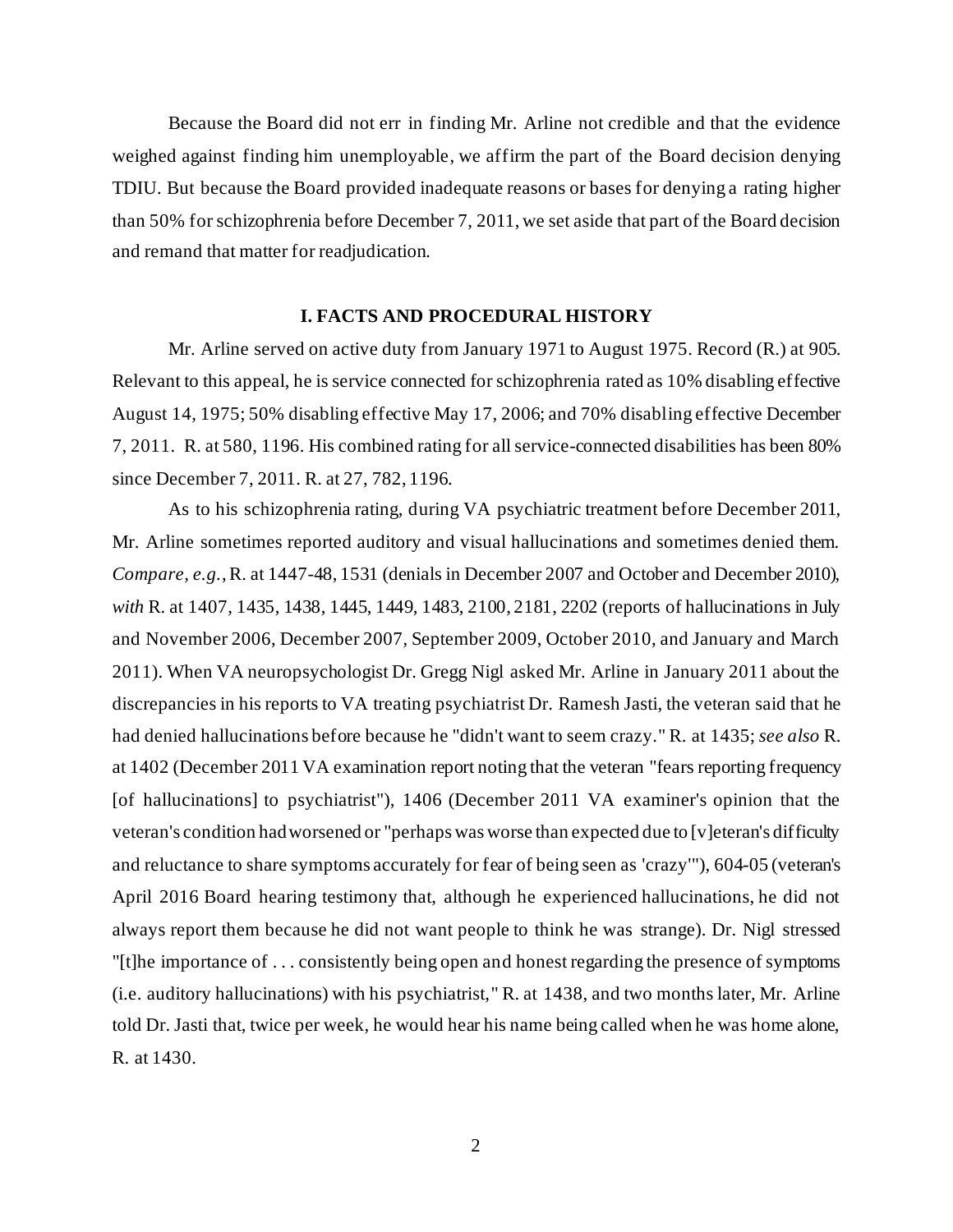Because the Board did not err in finding Mr. Arline not credible and that the evidence weighed against finding him unemployable, we affirm the part of the Board decision denying TDIU. But because the Board provided inadequate reasons or bases for denying a rating higher than 50% for schizophrenia before December 7, 2011, we set aside that part of the Board decision and remand that matter for readjudication.

## I. FACTS AND PROCEDURAL HISTORY

Mr. Arline served on active duty from January 1971 to August 1975. Record (R.) at 905. Relevant to this appeal, he is service connected for schizophrenia rated as 10% disabling effective August 14, 1975; 50% disabling effective May 17, 2006; and 70% disabling effective December 7, 2011. R. at 580, 1196. His combined rating for all service-connected disabilities has been 80% since December 7, 2011. R. at 27, 782, 1196.

As to his schizophrenia rating, during VA psychiatric treatment before December 2011, Mr. Arline sometimes reported auditory and visual hallucinations and sometimes denied them. *Compare, e.g.*, R. at 1447-48, 1531 (denials in December 2007 and October and December 2010), *with* R. at 1407, 1435, 1438, 1445, 1449, 1483, 2100, 2181, 2202 (reports of hallucinations in July and November 2006, December 2007, September 2009, October 2010, and January and March 2011). When VA neuropsychologist Dr. Gregg Nigl asked Mr. Arline in January 2011 about the discrepancies in his reports to VA treating psychiatrist Dr. Ramesh Jasti, the veteran said that he had denied hallucinations before because he "didn't want to seem crazy." R. at 1435; *see also* R. at 1402 (December 2011 VA examination report noting that the veteran "fears reporting frequency [of hallucinations] to psychiatrist"), 1406 (December 2011 VA examiner's opinion that the veteran's condition had worsened or "perhaps was worse than expected due to [v]eteran's difficulty and reluctance to share symptoms accurately for fear of being seen as 'crazy'"), 604-05 (veteran's April 2016 Board hearing testimony that, although he experienced hallucinations, he did not always report them because he did not want people to think he was strange). Dr. Nigl stressed "[t]he importance of . . . consistently being open and honest regarding the presence of symptoms (i.e. auditory hallucinations) with his psychiatrist," R. at 1438, and two months later, Mr. Arline told Dr. Jasti that, twice per week, he would hear his name being called when he was home alone, R. at 1430.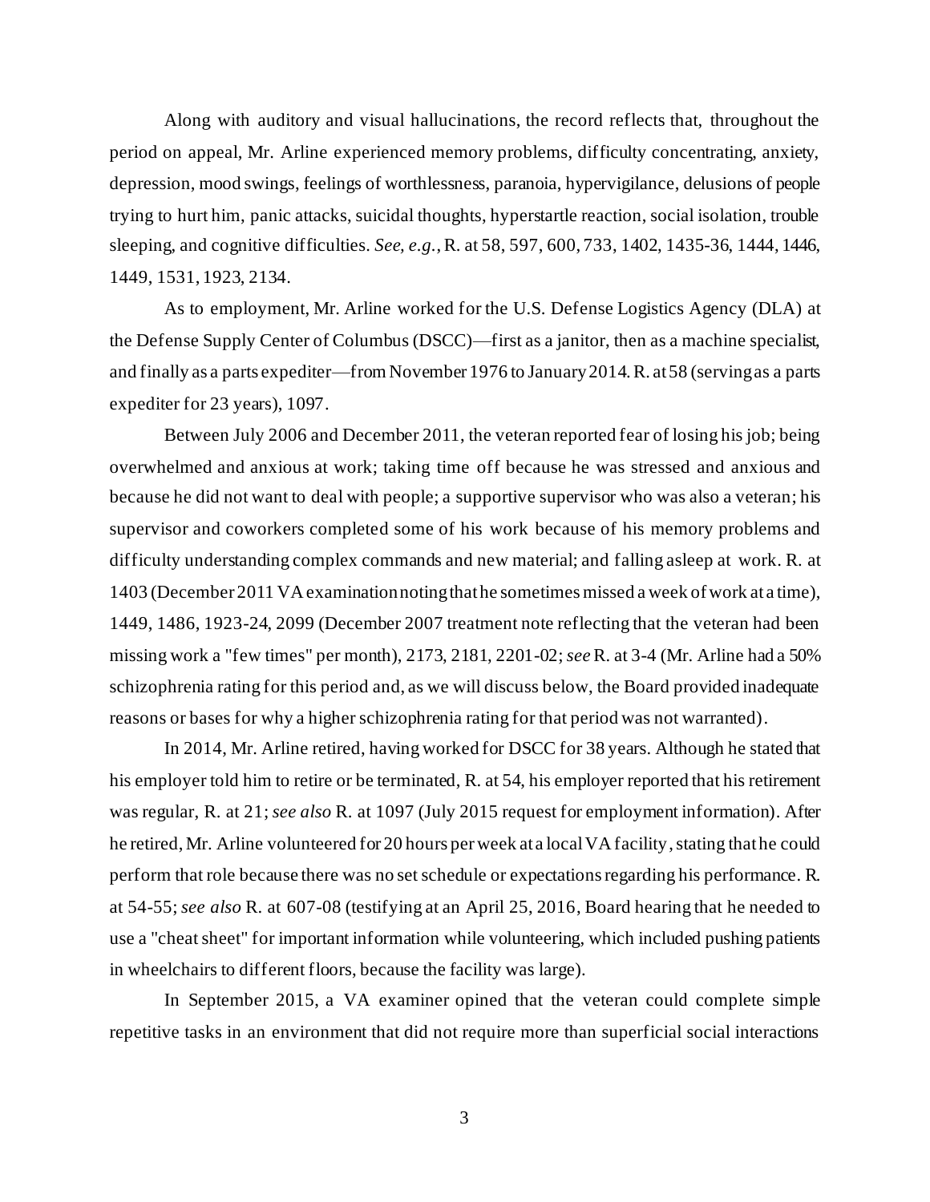Along with auditory and visual hallucinations, the record reflects that, throughout the period on appeal, Mr. Arline experienced memory problems, difficulty concentrating, anxiety, depression, mood swings, feelings of worthlessness, paranoia, hypervigilance, delusions of people trying to hurt him, panic attacks, suicidal thoughts, hyperstartle reaction, social isolation, trouble sleeping, and cognitive difficulties. *See, e.g.*, R. at 58, 597, 600, 733, 1402, 1435-36, 1444, 1446, 1449, 1531, 1923, 2134.

As to employment, Mr. Arline worked for the U.S. Defense Logistics Agency (DLA) at the Defense Supply Center of Columbus (DSCC)—first as a janitor, then as a machine specialist, and finally as a parts expediter—from November 1976 to January 2014. R. at 58 (serving as a parts expediter for 23 years), 1097.

Between July 2006 and December 2011, the veteran reported fear of losing his job; being overwhelmed and anxious at work; taking time off because he was stressed and anxious and because he did not want to deal with people; a supportive supervisor who was also a veteran; his supervisor and coworkers completed some of his work because of his memory problems and difficulty understanding complex commands and new material; and falling asleep at work. R. at 1403 (December 2011 VA examination noting that he sometimes missed a week of work at a time), 1449, 1486, 1923-24, 2099 (December 2007 treatment note reflecting that the veteran had been missing work a "few times" per month), 2173, 2181, 2201-02; *see* R. at 3-4 (Mr. Arline had a 50% schizophrenia rating for this period and, as we will discuss below, the Board provided inadequate reasons or bases for why a higher schizophrenia rating for that period was not warranted).

In 2014, Mr. Arline retired, having worked for DSCC for 38 years. Although he stated that his employer told him to retire or be terminated, R. at 54, his employer reported that his retirement was regular, R. at 21; *see also* R. at 1097 (July 2015 request for employment information). After he retired, Mr. Arline volunteered for 20 hours per week at a local VA facility, stating that he could perform that role because there was no set schedule or expectations regarding his performance. R. at 54-55; *see also* R. at 607-08 (testifying at an April 25, 2016, Board hearing that he needed to use a "cheat sheet" for important information while volunteering, which included pushing patients in wheelchairs to different floors, because the facility was large).

In September 2015, a VA examiner opined that the veteran could complete simple repetitive tasks in an environment that did not require more than superficial social interactions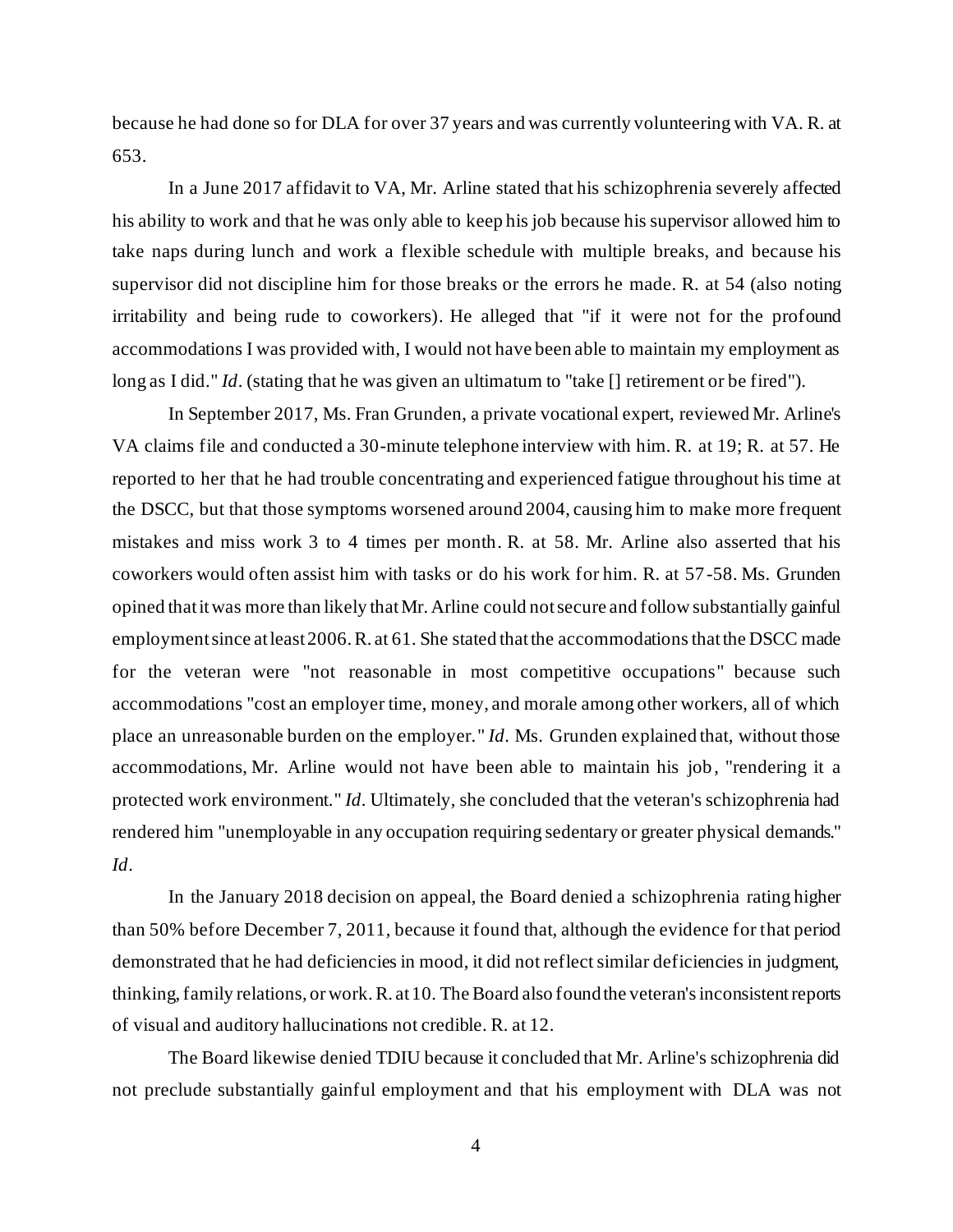because he had done so for DLA for over 37 years and was currently volunteering with VA. R. at 653.

In a June 2017 affidavit to VA, Mr. Arline stated that his schizophrenia severely affected his ability to work and that he was only able to keep his job because his supervisor allowed him to take naps during lunch and work a flexible schedule with multiple breaks, and because his supervisor did not discipline him for those breaks or the errors he made. R. at 54 (also noting irritability and being rude to coworkers). He alleged that "if it were not for the profound accommodations I was provided with, I would not have been able to maintain my employment as long as I did." *Id*. (stating that he was given an ultimatum to "take [] retirement or be fired").

In September 2017, Ms. Fran Grunden, a private vocational expert, reviewed Mr. Arline's VA claims file and conducted a 30-minute telephone interview with him. R. at 19; R. at 57. He reported to her that he had trouble concentrating and experienced fatigue throughout his time at the DSCC, but that those symptoms worsened around 2004, causing him to make more frequent mistakes and miss work 3 to 4 times per month. R. at 58. Mr. Arline also asserted that his coworkers would often assist him with tasks or do his work for him. R. at 57-58. Ms. Grunden opined that it was more than likely that Mr. Arline could not secure and follow substantially gainful employment since at least 2006. R. at 61. She stated that the accommodations that the DSCC made for the veteran were "not reasonable in most competitive occupations" because such accommodations "cost an employer time, money, and morale among other workers, all of which place an unreasonable burden on the employer." *Id*. Ms. Grunden explained that, without those accommodations, Mr. Arline would not have been able to maintain his job, "rendering it a protected work environment." *Id*. Ultimately, she concluded that the veteran's schizophrenia had rendered him "unemployable in any occupation requiring sedentary or greater physical demands." *Id*.

In the January 2018 decision on appeal, the Board denied a schizophrenia rating higher than 50% before December 7, 2011, because it found that, although the evidence for that period demonstrated that he had deficiencies in mood, it did not reflect similar deficiencies in judgment, thinking, family relations, or work. R. at 10. The Board also found the veteran's inconsistent reports of visual and auditory hallucinations not credible. R. at 12.

The Board likewise denied TDIU because it concluded that Mr. Arline's schizophrenia did not preclude substantially gainful employment and that his employment with DLA was not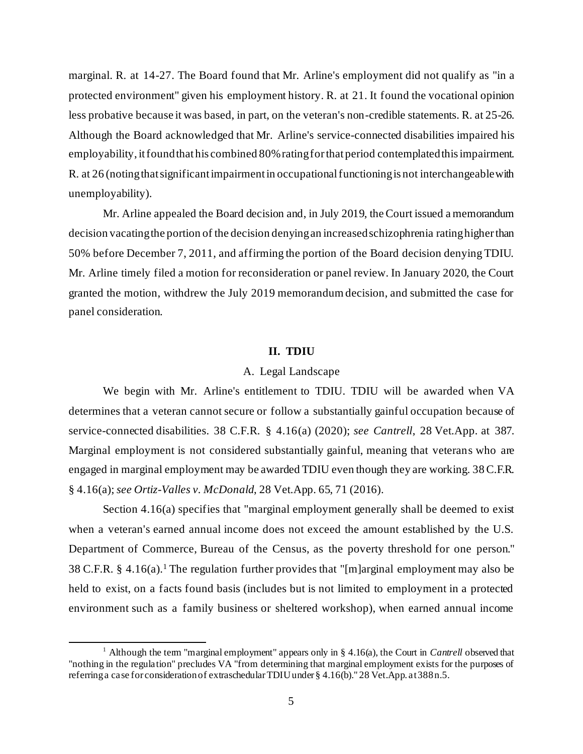marginal. R. at 14-27. The Board found that Mr. Arline's employment did not qualify as "in a protected environment" given his employment history. R. at 21. It found the vocational opinion less probative because it was based, in part, on the veteran's non-credible statements. R. at 25-26. Although the Board acknowledged that Mr. Arline's service-connected disabilities impaired his employability, it found that his combined 80% rating for that period contemplated this impairment. R. at 26 (noting that significant impairment in occupational functioning is not interchangeable with unemployability).

Mr. Arline appealed the Board decision and, in July 2019, the Court issued a memorandum decision vacating the portion of the decision denying an increased schizophrenia rating higher than 50% before December 7, 2011, and affirming the portion of the Board decision denying TDIU. Mr. Arline timely filed a motion for reconsideration or panel review. In January 2020, the Court granted the motion, withdrew the July 2019 memorandum decision, and submitted the case for panel consideration.

## II. TDIU

### A. Legal Landscape

We begin with Mr. Arline's entitlement to TDIU. TDIU will be awarded when VA determines that a veteran cannot secure or follow a substantially gainful occupation because of service-connected disabilities. 38 C.F.R. § 4.16(a) (2020); *see Cantrell*, 28 Vet.App. at 387. Marginal employment is not considered substantially gainful, meaning that veterans who are engaged in marginal employment may be awarded TDIU even though they are working. 38 C.F.R. § 4.16(a); *see Ortiz-Valles v. McDonald*, 28 Vet.App. 65, 71 (2016).

Section 4.16(a) specifies that "marginal employment generally shall be deemed to exist when a veteran's earned annual income does not exceed the amount established by the U.S. Department of Commerce, Bureau of the Census, as the poverty threshold for one person." 38 C.F.R. § 4.16(a).[1] The regulation further provides that "[m]arginal employment may also be held to exist, on a facts found basis (includes but is not limited to employment in a protected environment such as a family business or sheltered workshop), when earned annual income

[1] Although the term "marginal employment" appears only in § 4.16(a), the Court in *Cantrell* observed that "nothing in the regulation" precludes VA "from determining that marginal employment exists for the purposes of referring a case for consideration of extraschedular TDIU under § 4.16(b)." 28 Vet.App. at 388 n.5.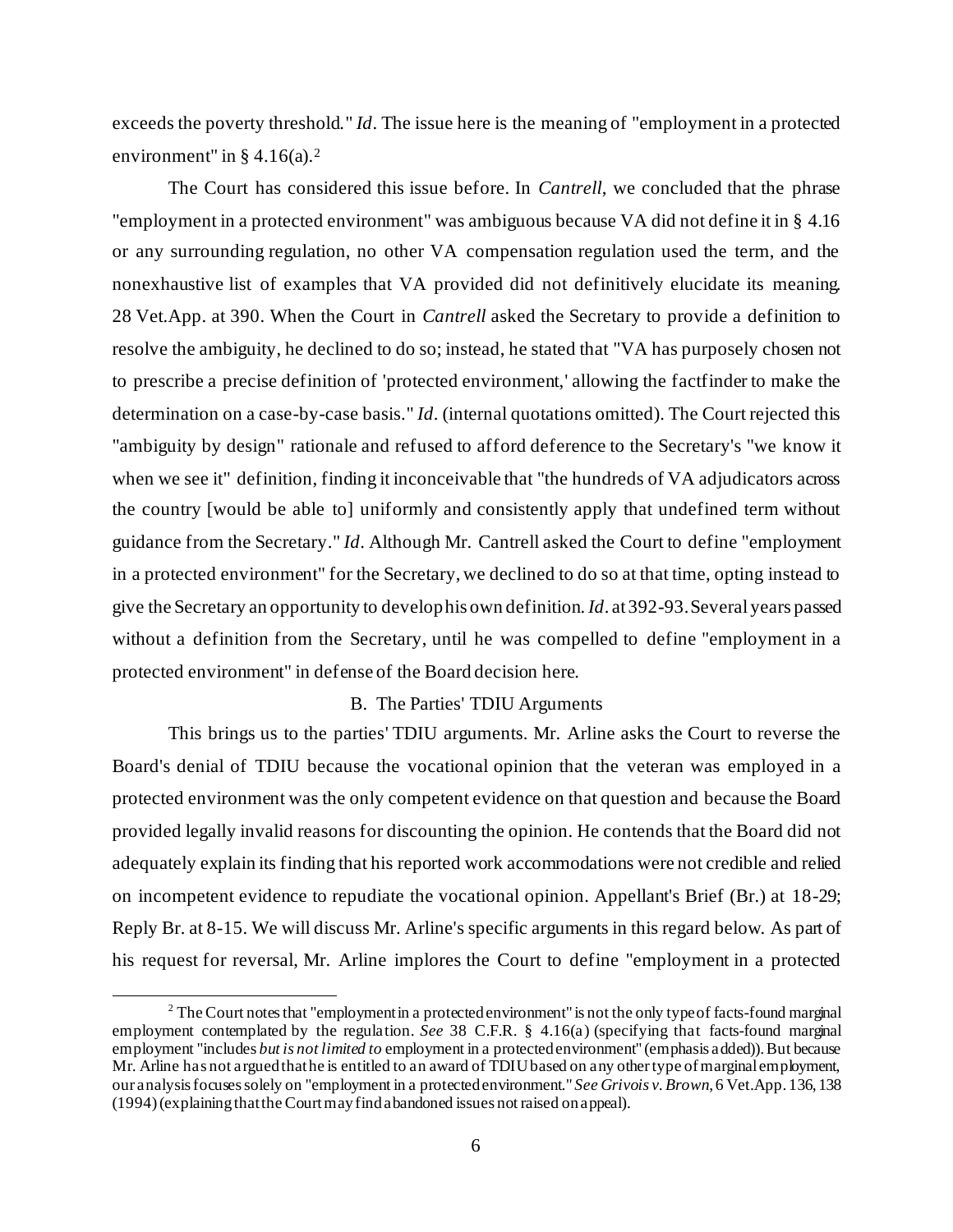exceeds the poverty threshold." *Id*. The issue here is the meaning of "employment in a protected environment" in § 4.16(a).[2]

The Court has considered this issue before. In *Cantrell*, we concluded that the phrase "employment in a protected environment" was ambiguous because VA did not define it in § 4.16 or any surrounding regulation, no other VA compensation regulation used the term, and the nonexhaustive list of examples that VA provided did not definitively elucidate its meaning. 28 Vet.App. at 390. When the Court in *Cantrell* asked the Secretary to provide a definition to resolve the ambiguity, he declined to do so; instead, he stated that "VA has purposely chosen not to prescribe a precise definition of 'protected environment,' allowing the factfinder to make the determination on a case-by-case basis." *Id*. (internal quotations omitted). The Court rejected this "ambiguity by design" rationale and refused to afford deference to the Secretary's "we know it when we see it" definition, finding it inconceivable that "the hundreds of VA adjudicators across the country [would be able to] uniformly and consistently apply that undefined term without guidance from the Secretary." *Id*. Although Mr. Cantrell asked the Court to define "employment in a protected environment" for the Secretary, we declined to do so at that time, opting instead to give the Secretary an opportunity to develop his own definition. *Id*. at 392-93. Several years passed without a definition from the Secretary, until he was compelled to define "employment in a protected environment" in defense of the Board decision here.

B. The Parties' TDIU Arguments

This brings us to the parties' TDIU arguments. Mr. Arline asks the Court to reverse the Board's denial of TDIU because the vocational opinion that the veteran was employed in a protected environment was the only competent evidence on that question and because the Board provided legally invalid reasons for discounting the opinion. He contends that the Board did not adequately explain its finding that his reported work accommodations were not credible and relied on incompetent evidence to repudiate the vocational opinion. Appellant's Brief (Br.) at 18-29; Reply Br. at 8-15. We will discuss Mr. Arline's specific arguments in this regard below. As part of his request for reversal, Mr. Arline implores the Court to define "employment in a protected

[2] The Court notes that "employment in a protected environment" is not the only type of facts-found marginal employment contemplated by the regulation. *See* 38 C.F.R. § 4.16(a) (specifying that facts-found marginal employment "includes *but is not limited to* employment in a protected environment" (emphasis added)). But because Mr. Arline has not argued that he is entitled to an award of TDIU based on any other type of marginal employment, our analysis focuses solely on "employment in a protected environment." *See Grivois v. Brown*, 6 Vet.App. 136, 138 (1994) (explaining that the Court may find abandoned issues not raised on appeal).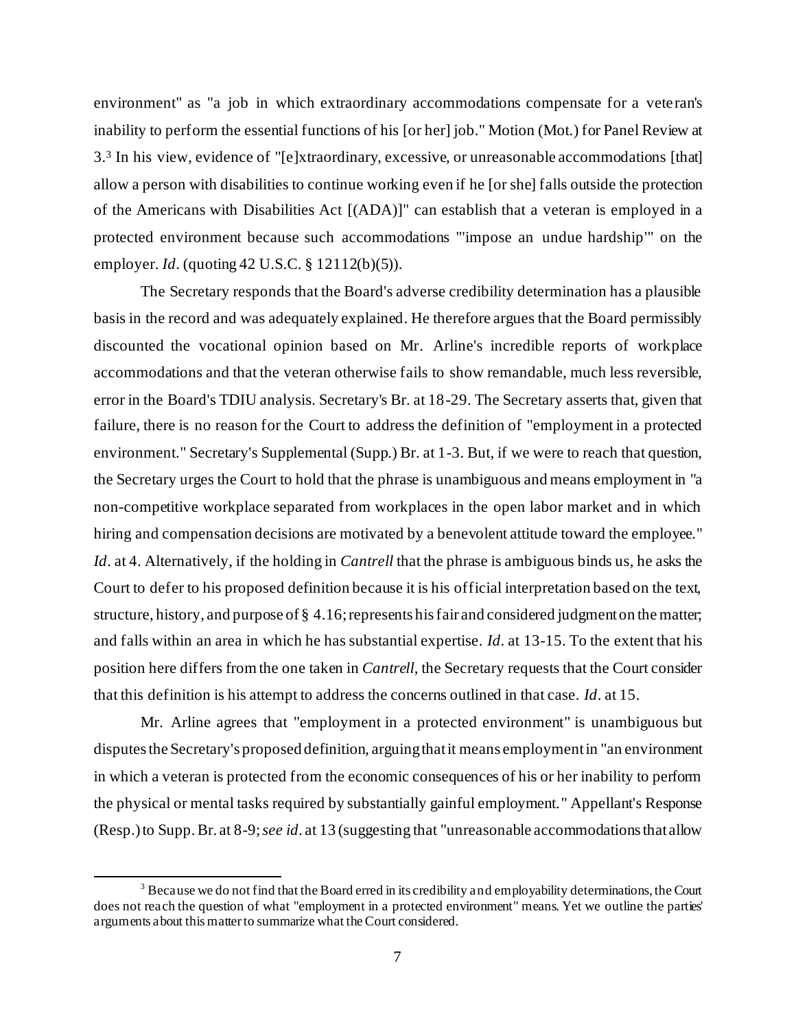environment" as "a job in which extraordinary accommodations compensate for a veteran's inability to perform the essential functions of his [or her] job." Motion (Mot.) for Panel Review at 3.[3] In his view, evidence of "[e]xtraordinary, excessive, or unreasonable accommodations [that] allow a person with disabilities to continue working even if he [or she] falls outside the protection of the Americans with Disabilities Act [(ADA)]" can establish that a veteran is employed in a protected environment because such accommodations "'impose an undue hardship'" on the employer. *Id*. (quoting 42 U.S.C. § 12112(b)(5)).

The Secretary responds that the Board's adverse credibility determination has a plausible basis in the record and was adequately explained. He therefore argues that the Board permissibly discounted the vocational opinion based on Mr. Arline's incredible reports of workplace accommodations and that the veteran otherwise fails to show remandable, much less reversible, error in the Board's TDIU analysis. Secretary's Br. at 18-29. The Secretary asserts that, given that failure, there is no reason for the Court to address the definition of "employment in a protected environment." Secretary's Supplemental (Supp.) Br. at 1-3. But, if we were to reach that question, the Secretary urges the Court to hold that the phrase is unambiguous and means employment in "a non-competitive workplace separated from workplaces in the open labor market and in which hiring and compensation decisions are motivated by a benevolent attitude toward the employee." *Id*. at 4. Alternatively, if the holding in *Cantrell* that the phrase is ambiguous binds us, he asks the Court to defer to his proposed definition because it is his official interpretation based on the text, structure, history, and purpose of § 4.16; represents his fair and considered judgment on the matter; and falls within an area in which he has substantial expertise. *Id*. at 13-15. To the extent that his position here differs from the one taken in *Cantrell*, the Secretary requests that the Court consider that this definition is his attempt to address the concerns outlined in that case. *Id*. at 15.

Mr. Arline agrees that "employment in a protected environment" is unambiguous but disputes the Secretary's proposed definition, arguing that it means employment in "an environment in which a veteran is protected from the economic consequences of his or her inability to perform the physical or mental tasks required by substantially gainful employment." Appellant's Response (Resp.) to Supp. Br. at 8-9; *see id*. at 13 (suggesting that "unreasonable accommodations that allow

[3] Because we do not find that the Board erred in its credibility and employability determinations, the Court does not reach the question of what "employment in a protected environment" means. Yet we outline the parties' arguments about this matter to summarize what the Court considered.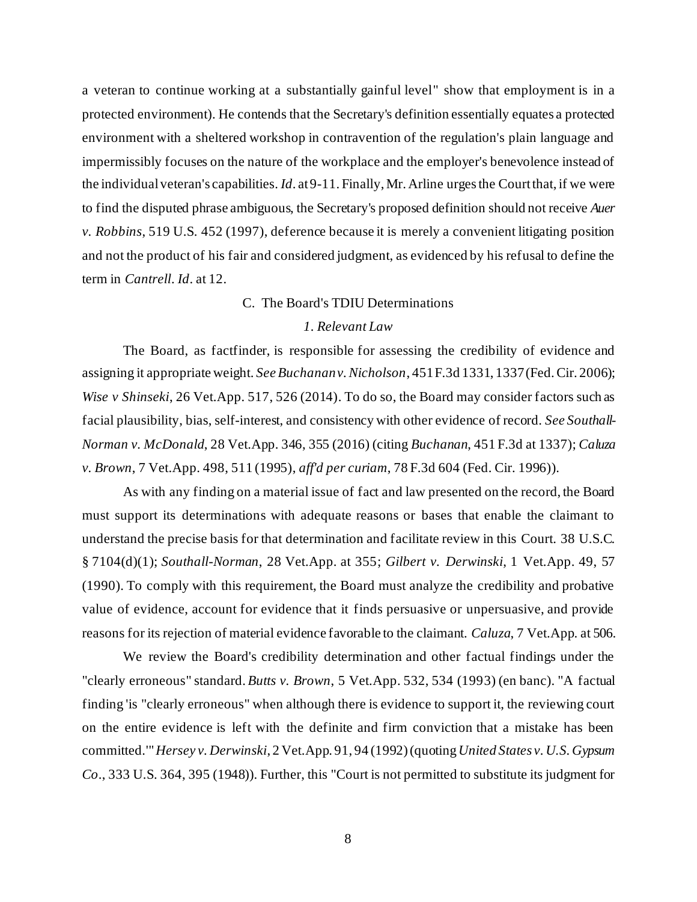a veteran to continue working at a substantially gainful level" show that employment is in a protected environment). He contends that the Secretary's definition essentially equates a protected environment with a sheltered workshop in contravention of the regulation's plain language and impermissibly focuses on the nature of the workplace and the employer's benevolence instead of the individual veteran's capabilities. *Id*. at 9-11. Finally, Mr. Arline urges the Court that, if we were to find the disputed phrase ambiguous, the Secretary's proposed definition should not receive *Auer v. Robbins*, 519 U.S. 452 (1997), deference because it is merely a convenient litigating position and not the product of his fair and considered judgment, as evidenced by his refusal to define the term in *Cantrell*. *Id*. at 12.

### C. The Board's TDIU Determinations

#### *1. Relevant Law*

The Board, as factfinder, is responsible for assessing the credibility of evidence and assigning it appropriate weight. *See Buchanan v. Nicholson*, 451 F.3d 1331, 1337 (Fed. Cir. 2006); *Wise v Shinseki*, 26 Vet.App. 517, 526 (2014). To do so, the Board may consider factors such as facial plausibility, bias, self-interest, and consistency with other evidence of record. *See Southall-Norman v. McDonald*, 28 Vet.App. 346, 355 (2016) (citing *Buchanan*, 451 F.3d at 1337); *Caluza v. Brown*, 7 Vet.App. 498, 511 (1995), *aff'd per curiam*, 78 F.3d 604 (Fed. Cir. 1996)).

As with any finding on a material issue of fact and law presented on the record, the Board must support its determinations with adequate reasons or bases that enable the claimant to understand the precise basis for that determination and facilitate review in this Court. 38 U.S.C. § 7104(d)(1); *Southall-Norman*, 28 Vet.App. at 355; *Gilbert v. Derwinski*, 1 Vet.App. 49, 57 (1990). To comply with this requirement, the Board must analyze the credibility and probative value of evidence, account for evidence that it finds persuasive or unpersuasive, and provide reasons for its rejection of material evidence favorable to the claimant. *Caluza*, 7 Vet.App. at 506.

We review the Board's credibility determination and other factual findings under the "clearly erroneous" standard. *Butts v. Brown*, 5 Vet.App. 532, 534 (1993) (en banc). "A factual finding 'is "clearly erroneous" when although there is evidence to support it, the reviewing court on the entire evidence is left with the definite and firm conviction that a mistake has been committed.'" *Hersey v. Derwinski*, 2 Vet.App. 91, 94 (1992) (quoting *United States v. U.S. Gypsum Co*., 333 U.S. 364, 395 (1948)). Further, this "Court is not permitted to substitute its judgment for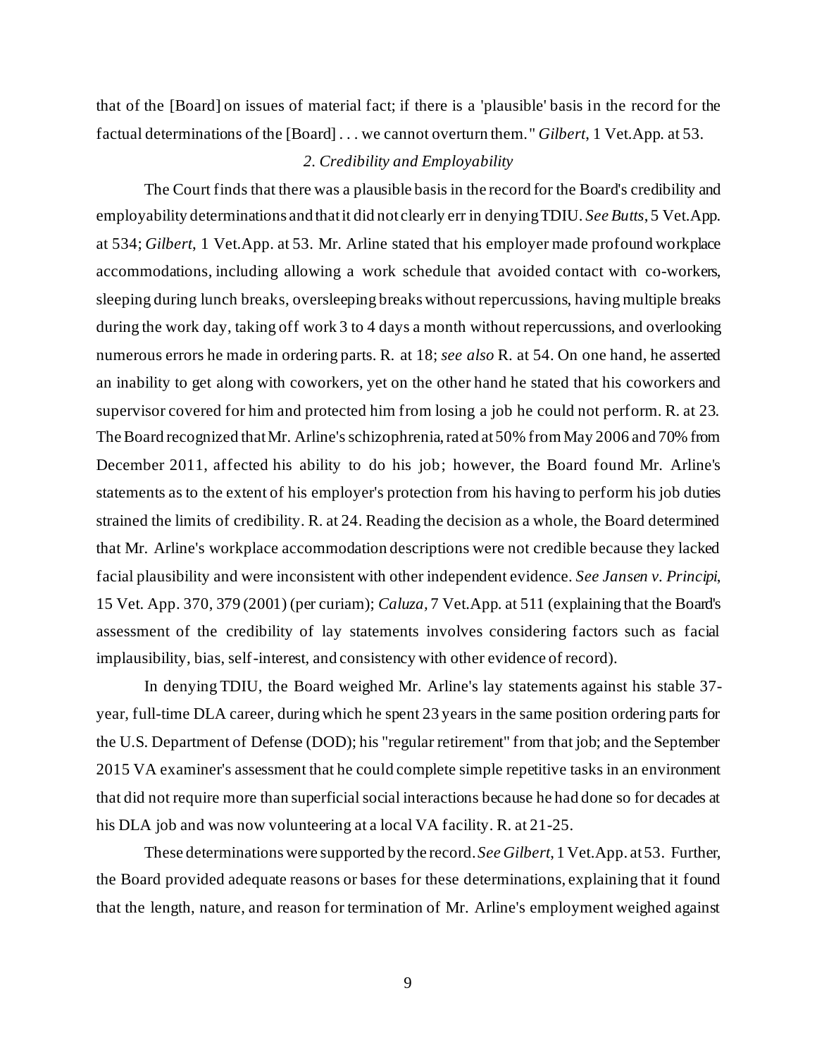that of the [Board] on issues of material fact; if there is a 'plausible' basis in the record for the factual determinations of the [Board] . . . we cannot overturn them." *Gilbert*, 1 Vet.App. at 53.

*2. Credibility and Employability*

The Court finds that there was a plausible basis in the record for the Board's credibility and employability determinations and that it did not clearly err in denying TDIU. *See Butts*, 5 Vet.App. at 534; *Gilbert*, 1 Vet.App. at 53. Mr. Arline stated that his employer made profound workplace accommodations, including allowing a work schedule that avoided contact with co-workers, sleeping during lunch breaks, oversleeping breaks without repercussions, having multiple breaks during the work day, taking off work 3 to 4 days a month without repercussions, and overlooking numerous errors he made in ordering parts. R. at 18; *see also* R. at 54. On one hand, he asserted an inability to get along with coworkers, yet on the other hand he stated that his coworkers and supervisor covered for him and protected him from losing a job he could not perform. R. at 23. The Board recognized that Mr. Arline's schizophrenia, rated at 50% from May 2006 and 70% from December 2011, affected his ability to do his job; however, the Board found Mr. Arline's statements as to the extent of his employer's protection from his having to perform his job duties strained the limits of credibility. R. at 24. Reading the decision as a whole, the Board determined that Mr. Arline's workplace accommodation descriptions were not credible because they lacked facial plausibility and were inconsistent with other independent evidence. *See Jansen v. Principi*, 15 Vet. App. 370, 379 (2001) (per curiam); *Caluza*, 7 Vet.App. at 511 (explaining that the Board's assessment of the credibility of lay statements involves considering factors such as facial implausibility, bias, self-interest, and consistency with other evidence of record).

In denying TDIU, the Board weighed Mr. Arline's lay statements against his stable 37-year, full-time DLA career, during which he spent 23 years in the same position ordering parts for the U.S. Department of Defense (DOD); his "regular retirement" from that job; and the September 2015 VA examiner's assessment that he could complete simple repetitive tasks in an environment that did not require more than superficial social interactions because he had done so for decades at his DLA job and was now volunteering at a local VA facility. R. at 21-25.

These determinations were supported by the record. *See Gilbert*, 1 Vet.App. at 53. Further, the Board provided adequate reasons or bases for these determinations, explaining that it found that the length, nature, and reason for termination of Mr. Arline's employment weighed against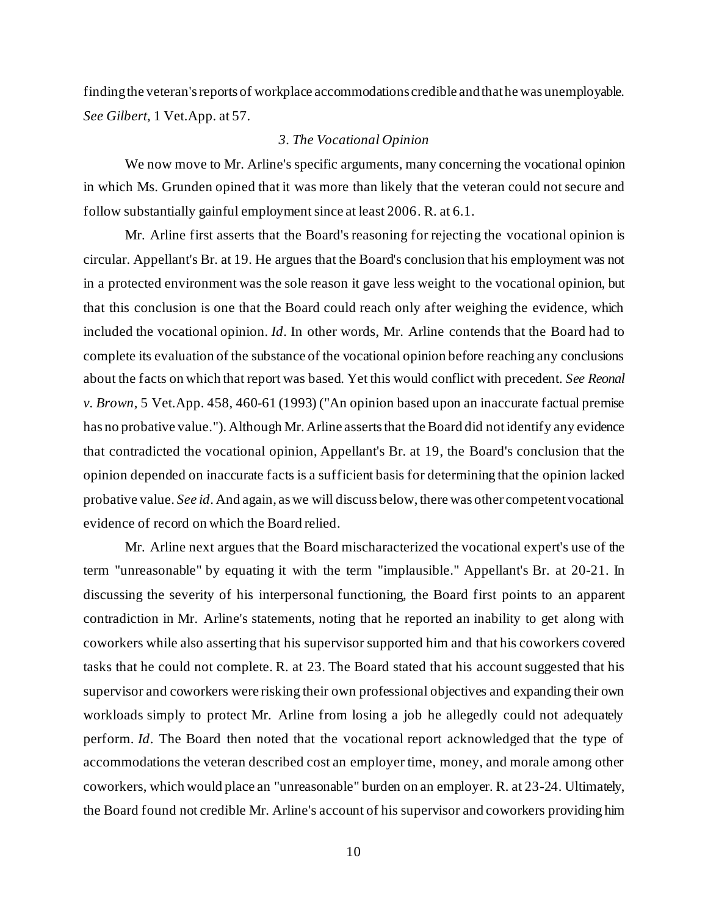finding the veteran's reports of workplace accommodations credible and that he was unemployable. *See Gilbert*, 1 Vet.App. at 57.

### *3. The Vocational Opinion*

We now move to Mr. Arline's specific arguments, many concerning the vocational opinion in which Ms. Grunden opined that it was more than likely that the veteran could not secure and follow substantially gainful employment since at least 2006. R. at 6.1.

Mr. Arline first asserts that the Board's reasoning for rejecting the vocational opinion is circular. Appellant's Br. at 19. He argues that the Board's conclusion that his employment was not in a protected environment was the sole reason it gave less weight to the vocational opinion, but that this conclusion is one that the Board could reach only after weighing the evidence, which included the vocational opinion. *Id*. In other words, Mr. Arline contends that the Board had to complete its evaluation of the substance of the vocational opinion before reaching any conclusions about the facts on which that report was based. Yet this would conflict with precedent. *See Reonal v. Brown*, 5 Vet.App. 458, 460-61 (1993) ("An opinion based upon an inaccurate factual premise has no probative value."). Although Mr. Arline asserts that the Board did not identify any evidence that contradicted the vocational opinion, Appellant's Br. at 19, the Board's conclusion that the opinion depended on inaccurate facts is a sufficient basis for determining that the opinion lacked probative value. *See id*. And again, as we will discuss below, there was other competent vocational evidence of record on which the Board relied.

Mr. Arline next argues that the Board mischaracterized the vocational expert's use of the term "unreasonable" by equating it with the term "implausible." Appellant's Br. at 20-21. In discussing the severity of his interpersonal functioning, the Board first points to an apparent contradiction in Mr. Arline's statements, noting that he reported an inability to get along with coworkers while also asserting that his supervisor supported him and that his coworkers covered tasks that he could not complete. R. at 23. The Board stated that his account suggested that his supervisor and coworkers were risking their own professional objectives and expanding their own workloads simply to protect Mr. Arline from losing a job he allegedly could not adequately perform. *Id*. The Board then noted that the vocational report acknowledged that the type of accommodations the veteran described cost an employer time, money, and morale among other coworkers, which would place an "unreasonable" burden on an employer. R. at 23-24. Ultimately, the Board found not credible Mr. Arline's account of his supervisor and coworkers providing him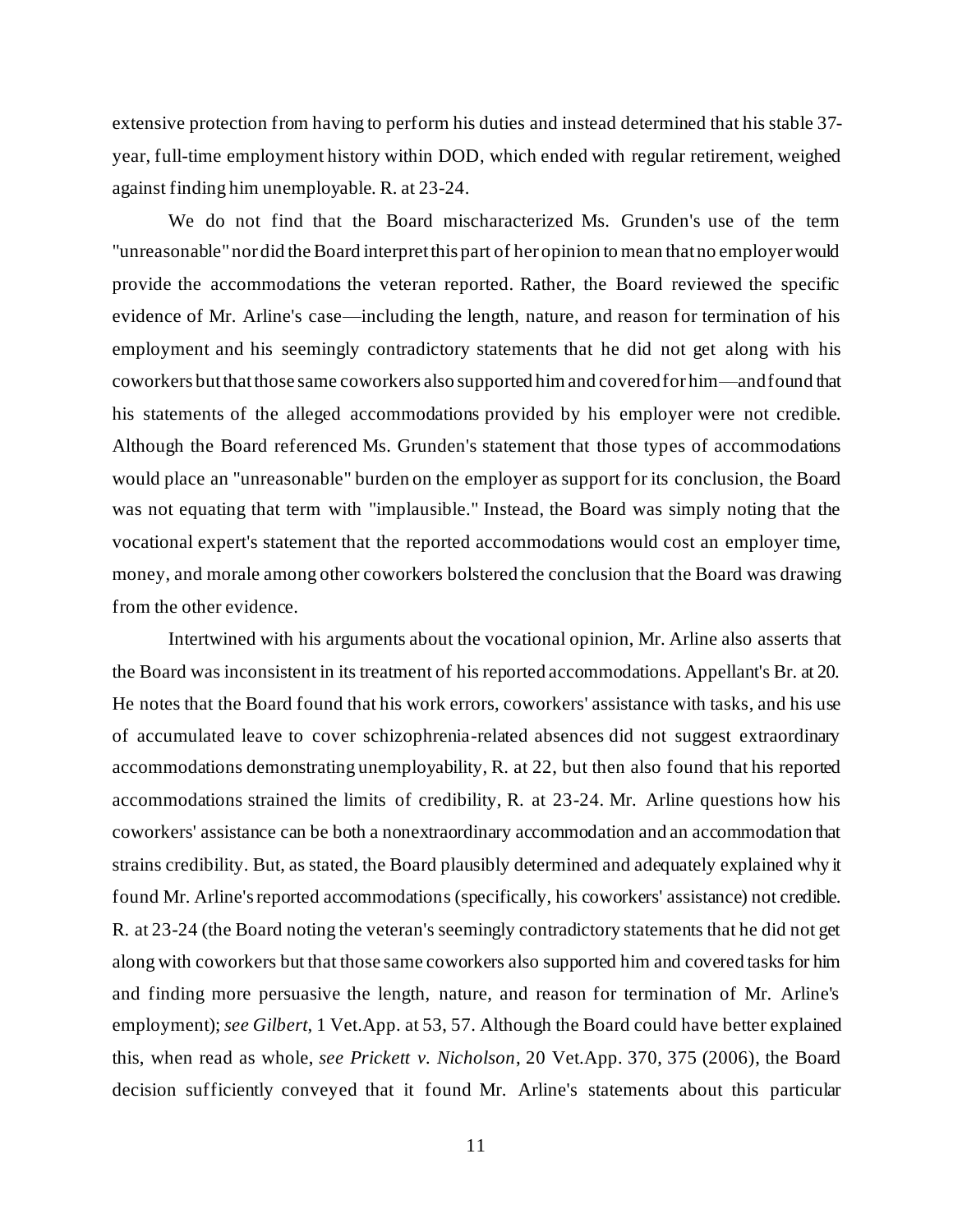extensive protection from having to perform his duties and instead determined that his stable 37-year, full-time employment history within DOD, which ended with regular retirement, weighed against finding him unemployable. R. at 23-24.

We do not find that the Board mischaracterized Ms. Grunden's use of the term "unreasonable" nor did the Board interpret this part of her opinion to mean that no employer would provide the accommodations the veteran reported. Rather, the Board reviewed the specific evidence of Mr. Arline's case—including the length, nature, and reason for termination of his employment and his seemingly contradictory statements that he did not get along with his coworkers but that those same coworkers also supported him and covered for him—and found that his statements of the alleged accommodations provided by his employer were not credible. Although the Board referenced Ms. Grunden's statement that those types of accommodations would place an "unreasonable" burden on the employer as support for its conclusion, the Board was not equating that term with "implausible." Instead, the Board was simply noting that the vocational expert's statement that the reported accommodations would cost an employer time, money, and morale among other coworkers bolstered the conclusion that the Board was drawing from the other evidence.

Intertwined with his arguments about the vocational opinion, Mr. Arline also asserts that the Board was inconsistent in its treatment of his reported accommodations. Appellant's Br. at 20. He notes that the Board found that his work errors, coworkers' assistance with tasks, and his use of accumulated leave to cover schizophrenia-related absences did not suggest extraordinary accommodations demonstrating unemployability, R. at 22, but then also found that his reported accommodations strained the limits of credibility, R. at 23-24. Mr. Arline questions how his coworkers' assistance can be both a nonextraordinary accommodation and an accommodation that strains credibility. But, as stated, the Board plausibly determined and adequately explained why it found Mr. Arline's reported accommodations (specifically, his coworkers' assistance) not credible. R. at 23-24 (the Board noting the veteran's seemingly contradictory statements that he did not get along with coworkers but that those same coworkers also supported him and covered tasks for him and finding more persuasive the length, nature, and reason for termination of Mr. Arline's employment); *see Gilbert*, 1 Vet.App. at 53, 57. Although the Board could have better explained this, when read as whole, *see Prickett v. Nicholson*, 20 Vet.App. 370, 375 (2006), the Board decision sufficiently conveyed that it found Mr. Arline's statements about this particular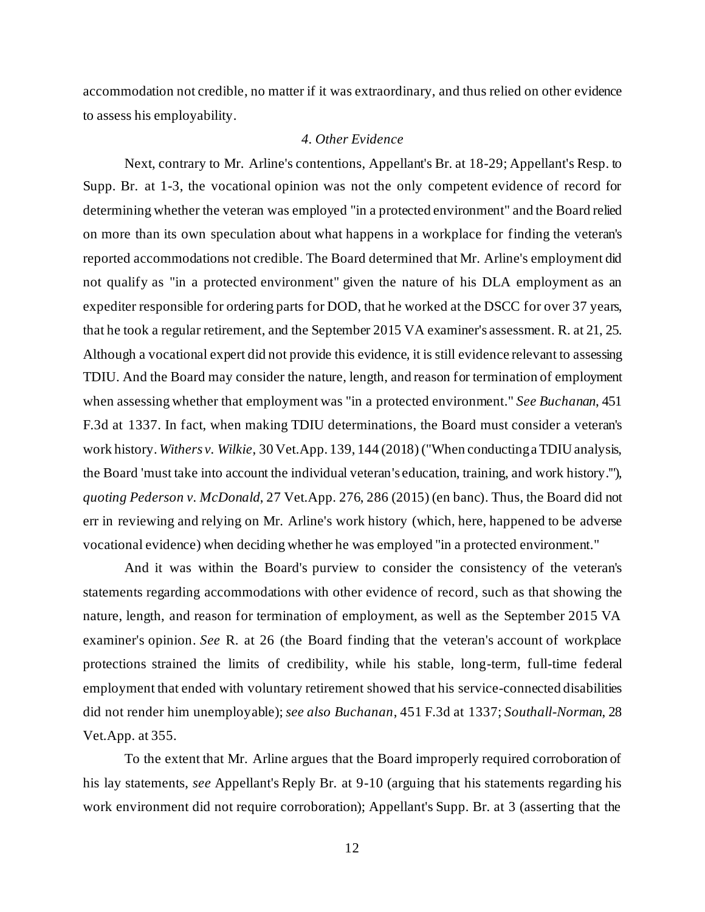accommodation not credible, no matter if it was extraordinary, and thus relied on other evidence to assess his employability.

### *4. Other Evidence*

Next, contrary to Mr. Arline's contentions, Appellant's Br. at 18-29; Appellant's Resp. to Supp. Br. at 1-3, the vocational opinion was not the only competent evidence of record for determining whether the veteran was employed "in a protected environment" and the Board relied on more than its own speculation about what happens in a workplace for finding the veteran's reported accommodations not credible. The Board determined that Mr. Arline's employment did not qualify as "in a protected environment" given the nature of his DLA employment as an expediter responsible for ordering parts for DOD, that he worked at the DSCC for over 37 years, that he took a regular retirement, and the September 2015 VA examiner's assessment. R. at 21, 25. Although a vocational expert did not provide this evidence, it is still evidence relevant to assessing TDIU. And the Board may consider the nature, length, and reason for termination of employment when assessing whether that employment was "in a protected environment." *See Buchanan*, 451 F.3d at 1337. In fact, when making TDIU determinations, the Board must consider a veteran's work history. *Withers v. Wilkie*, 30 Vet.App. 139, 144 (2018) ("When conducting a TDIU analysis, the Board 'must take into account the individual veteran's education, training, and work history.'"), *quoting Pederson v. McDonald*, 27 Vet.App. 276, 286 (2015) (en banc). Thus, the Board did not err in reviewing and relying on Mr. Arline's work history (which, here, happened to be adverse vocational evidence) when deciding whether he was employed "in a protected environment."

And it was within the Board's purview to consider the consistency of the veteran's statements regarding accommodations with other evidence of record, such as that showing the nature, length, and reason for termination of employment, as well as the September 2015 VA examiner's opinion. *See* R. at 26 (the Board finding that the veteran's account of workplace protections strained the limits of credibility, while his stable, long-term, full-time federal employment that ended with voluntary retirement showed that his service-connected disabilities did not render him unemployable); *see also Buchanan*, 451 F.3d at 1337; *Southall-Norman*, 28 Vet.App. at 355.

To the extent that Mr. Arline argues that the Board improperly required corroboration of his lay statements, *see* Appellant's Reply Br. at 9-10 (arguing that his statements regarding his work environment did not require corroboration); Appellant's Supp. Br. at 3 (asserting that the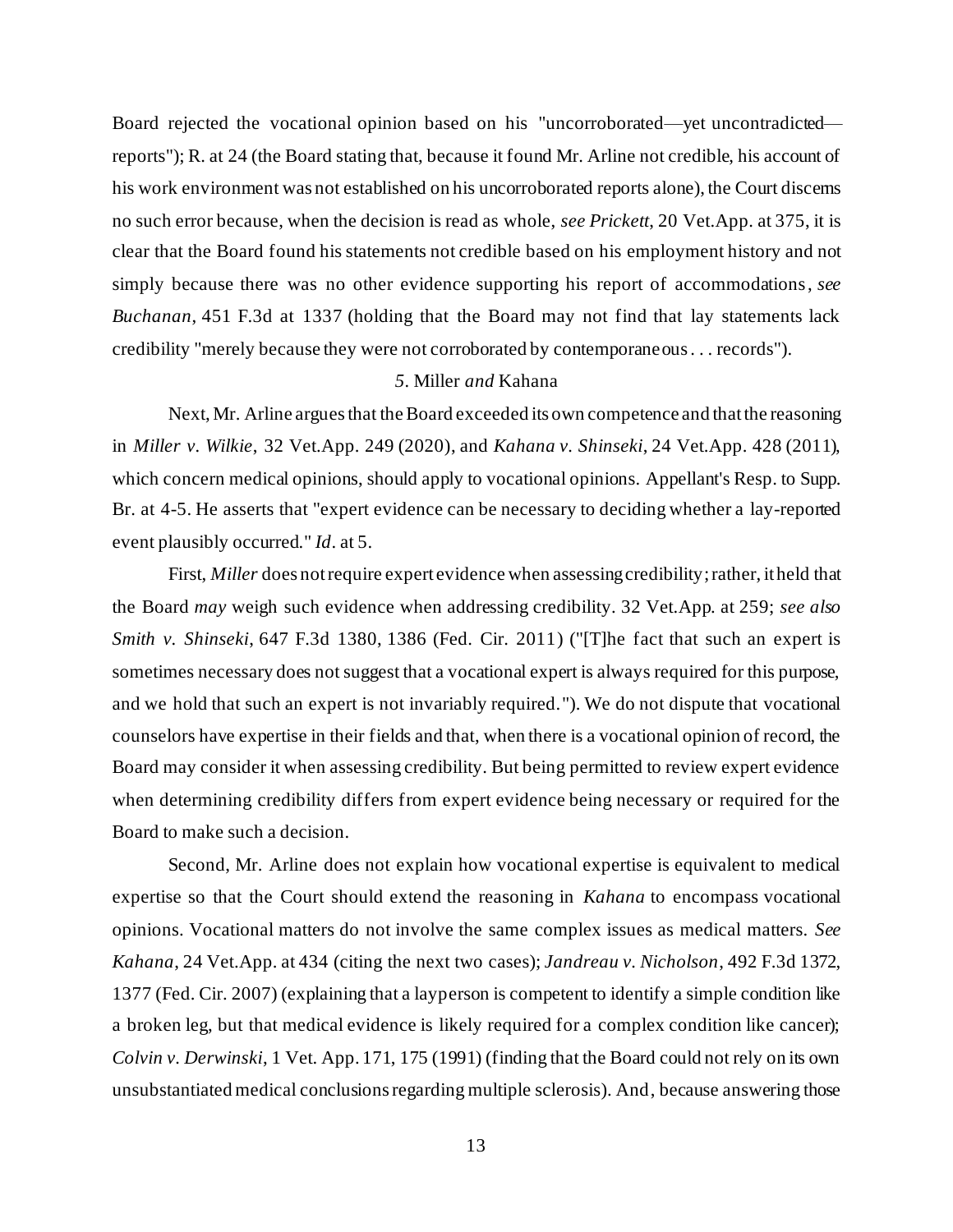Board rejected the vocational opinion based on his "uncorroborated—yet uncontradicted—reports"); R. at 24 (the Board stating that, because it found Mr. Arline not credible, his account of his work environment was not established on his uncorroborated reports alone), the Court discerns no such error because, when the decision is read as whole, *see Prickett*, 20 Vet.App. at 375, it is clear that the Board found his statements not credible based on his employment history and not simply because there was no other evidence supporting his report of accommodations, *see Buchanan*, 451 F.3d at 1337 (holding that the Board may not find that lay statements lack credibility "merely because they were not corroborated by contemporaneous . . . records").

### *5.* Miller *and* Kahana

Next, Mr. Arline argues that the Board exceeded its own competence and that the reasoning in *Miller v. Wilkie*, 32 Vet.App. 249 (2020), and *Kahana v. Shinseki*, 24 Vet.App. 428 (2011), which concern medical opinions, should apply to vocational opinions. Appellant's Resp. to Supp. Br. at 4-5. He asserts that "expert evidence can be necessary to deciding whether a lay-reported event plausibly occurred." *Id*. at 5.

First, *Miller* does not require expert evidence when assessing credibility; rather, it held that the Board *may* weigh such evidence when addressing credibility. 32 Vet.App. at 259; *see also Smith v. Shinseki*, 647 F.3d 1380, 1386 (Fed. Cir. 2011) ("[T]he fact that such an expert is sometimes necessary does not suggest that a vocational expert is always required for this purpose, and we hold that such an expert is not invariably required."). We do not dispute that vocational counselors have expertise in their fields and that, when there is a vocational opinion of record, the Board may consider it when assessing credibility. But being permitted to review expert evidence when determining credibility differs from expert evidence being necessary or required for the Board to make such a decision.

Second, Mr. Arline does not explain how vocational expertise is equivalent to medical expertise so that the Court should extend the reasoning in *Kahana* to encompass vocational opinions. Vocational matters do not involve the same complex issues as medical matters. *See Kahana*, 24 Vet.App. at 434 (citing the next two cases); *Jandreau v. Nicholson*, 492 F.3d 1372, 1377 (Fed. Cir. 2007) (explaining that a layperson is competent to identify a simple condition like a broken leg, but that medical evidence is likely required for a complex condition like cancer); *Colvin v. Derwinski*, 1 Vet. App. 171, 175 (1991) (finding that the Board could not rely on its own unsubstantiated medical conclusions regarding multiple sclerosis). And, because answering those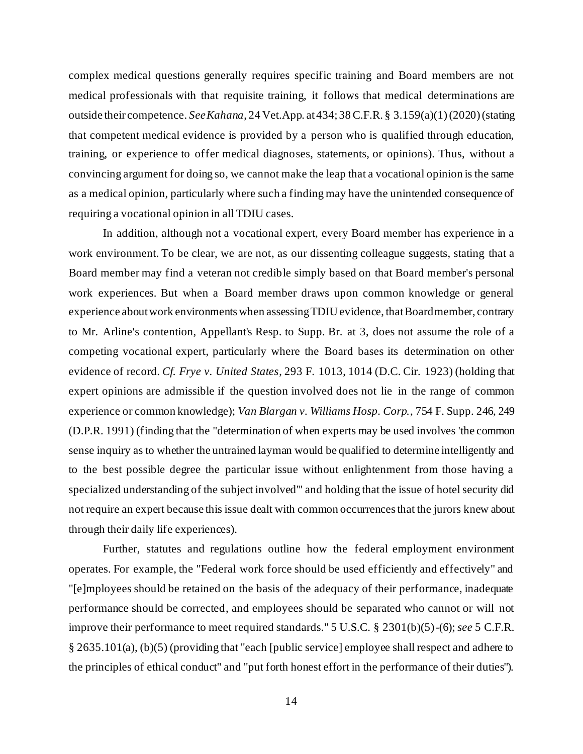complex medical questions generally requires specific training and Board members are not medical professionals with that requisite training, it follows that medical determinations are outside their competence. *See Kahana*, 24 Vet.App. at 434; 38 C.F.R. § 3.159(a)(1) (2020) (stating that competent medical evidence is provided by a person who is qualified through education, training, or experience to offer medical diagnoses, statements, or opinions). Thus, without a convincing argument for doing so, we cannot make the leap that a vocational opinion is the same as a medical opinion, particularly where such a finding may have the unintended consequence of requiring a vocational opinion in all TDIU cases.

In addition, although not a vocational expert, every Board member has experience in a work environment. To be clear, we are not, as our dissenting colleague suggests, stating that a Board member may find a veteran not credible simply based on that Board member's personal work experiences. But when a Board member draws upon common knowledge or general experience about work environments when assessing TDIU evidence, that Board member, contrary to Mr. Arline's contention, Appellant's Resp. to Supp. Br. at 3, does not assume the role of a competing vocational expert, particularly where the Board bases its determination on other evidence of record. *Cf. Frye v. United States*, 293 F. 1013, 1014 (D.C. Cir. 1923) (holding that expert opinions are admissible if the question involved does not lie in the range of common experience or common knowledge); *Van Blargan v. Williams Hosp. Corp.*, 754 F. Supp. 246, 249 (D.P.R. 1991) (finding that the "determination of when experts may be used involves 'the common sense inquiry as to whether the untrained layman would be qualified to determine intelligently and to the best possible degree the particular issue without enlightenment from those having a specialized understanding of the subject involved'" and holding that the issue of hotel security did not require an expert because this issue dealt with common occurrences that the jurors knew about through their daily life experiences).

Further, statutes and regulations outline how the federal employment environment operates. For example, the "Federal work force should be used efficiently and effectively" and "[e]mployees should be retained on the basis of the adequacy of their performance, inadequate performance should be corrected, and employees should be separated who cannot or will not improve their performance to meet required standards." 5 U.S.C. § 2301(b)(5)-(6); *see* 5 C.F.R. § 2635.101(a), (b)(5) (providing that "each [public service] employee shall respect and adhere to the principles of ethical conduct" and "put forth honest effort in the performance of their duties").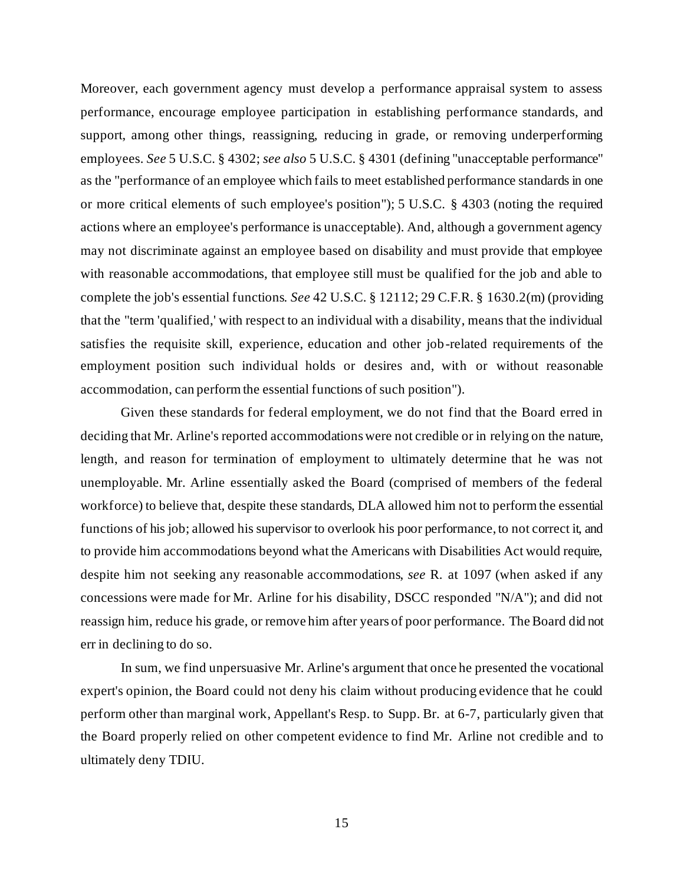Moreover, each government agency must develop a performance appraisal system to assess performance, encourage employee participation in establishing performance standards, and support, among other things, reassigning, reducing in grade, or removing underperforming employees. *See* 5 U.S.C. § 4302; *see also* 5 U.S.C. § 4301 (defining "unacceptable performance" as the "performance of an employee which fails to meet established performance standards in one or more critical elements of such employee's position"); 5 U.S.C. § 4303 (noting the required actions where an employee's performance is unacceptable). And, although a government agency may not discriminate against an employee based on disability and must provide that employee with reasonable accommodations, that employee still must be qualified for the job and able to complete the job's essential functions. *See* 42 U.S.C. § 12112; 29 C.F.R. § 1630.2(m) (providing that the "term 'qualified,' with respect to an individual with a disability, means that the individual satisfies the requisite skill, experience, education and other job-related requirements of the employment position such individual holds or desires and, with or without reasonable accommodation, can perform the essential functions of such position").

Given these standards for federal employment, we do not find that the Board erred in deciding that Mr. Arline's reported accommodations were not credible or in relying on the nature, length, and reason for termination of employment to ultimately determine that he was not unemployable. Mr. Arline essentially asked the Board (comprised of members of the federal workforce) to believe that, despite these standards, DLA allowed him not to perform the essential functions of his job; allowed his supervisor to overlook his poor performance, to not correct it, and to provide him accommodations beyond what the Americans with Disabilities Act would require, despite him not seeking any reasonable accommodations, *see* R. at 1097 (when asked if any concessions were made for Mr. Arline for his disability, DSCC responded "N/A"); and did not reassign him, reduce his grade, or remove him after years of poor performance. The Board did not err in declining to do so.

In sum, we find unpersuasive Mr. Arline's argument that once he presented the vocational expert's opinion, the Board could not deny his claim without producing evidence that he could perform other than marginal work, Appellant's Resp. to Supp. Br. at 6-7, particularly given that the Board properly relied on other competent evidence to find Mr. Arline not credible and to ultimately deny TDIU.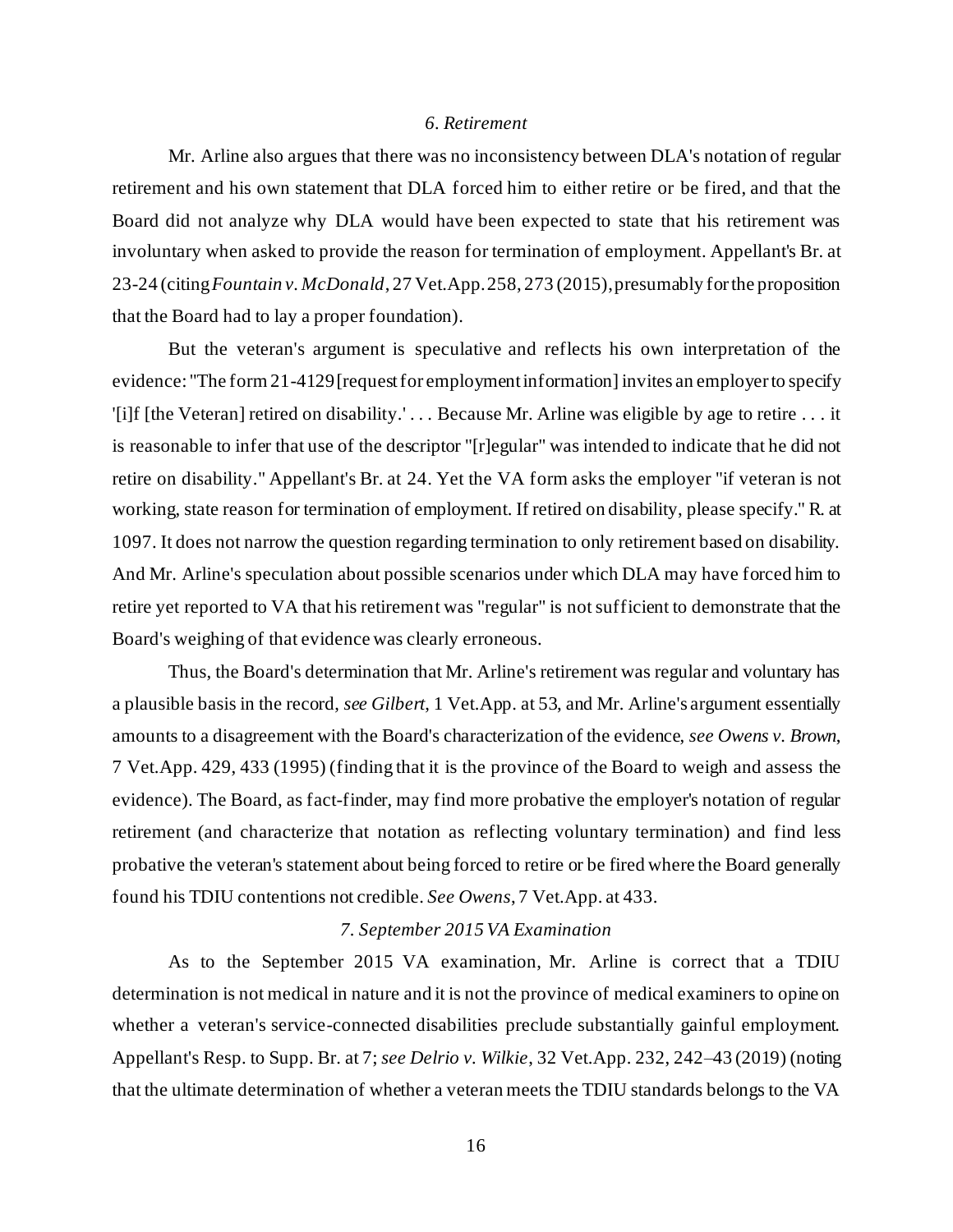### *6. Retirement*

Mr. Arline also argues that there was no inconsistency between DLA's notation of regular retirement and his own statement that DLA forced him to either retire or be fired, and that the Board did not analyze why DLA would have been expected to state that his retirement was involuntary when asked to provide the reason for termination of employment. Appellant's Br. at 23-24 (citing *Fountain v. McDonald*, 27 Vet.App. 258, 273 (2015), presumably for the proposition that the Board had to lay a proper foundation).

But the veteran's argument is speculative and reflects his own interpretation of the evidence: "The form 21-4129 [request for employment information] invites an employer to specify '[i]f [the Veteran] retired on disability.' . . . Because Mr. Arline was eligible by age to retire . . . it is reasonable to infer that use of the descriptor "[r]egular" was intended to indicate that he did not retire on disability." Appellant's Br. at 24. Yet the VA form asks the employer "if veteran is not working, state reason for termination of employment. If retired on disability, please specify." R. at 1097. It does not narrow the question regarding termination to only retirement based on disability. And Mr. Arline's speculation about possible scenarios under which DLA may have forced him to retire yet reported to VA that his retirement was "regular" is not sufficient to demonstrate that the Board's weighing of that evidence was clearly erroneous.

Thus, the Board's determination that Mr. Arline's retirement was regular and voluntary has a plausible basis in the record, *see Gilbert*, 1 Vet.App. at 53, and Mr. Arline's argument essentially amounts to a disagreement with the Board's characterization of the evidence, *see Owens v. Brown*, 7 Vet.App. 429, 433 (1995) (finding that it is the province of the Board to weigh and assess the evidence). The Board, as fact-finder, may find more probative the employer's notation of regular retirement (and characterize that notation as reflecting voluntary termination) and find less probative the veteran's statement about being forced to retire or be fired where the Board generally found his TDIU contentions not credible. *See Owens*, 7 Vet.App. at 433.

### *7. September 2015 VA Examination*

As to the September 2015 VA examination, Mr. Arline is correct that a TDIU determination is not medical in nature and it is not the province of medical examiners to opine on whether a veteran's service-connected disabilities preclude substantially gainful employment. Appellant's Resp. to Supp. Br. at 7; *see Delrio v. Wilkie*, 32 Vet.App. 232, 242–43 (2019) (noting that the ultimate determination of whether a veteran meets the TDIU standards belongs to the VA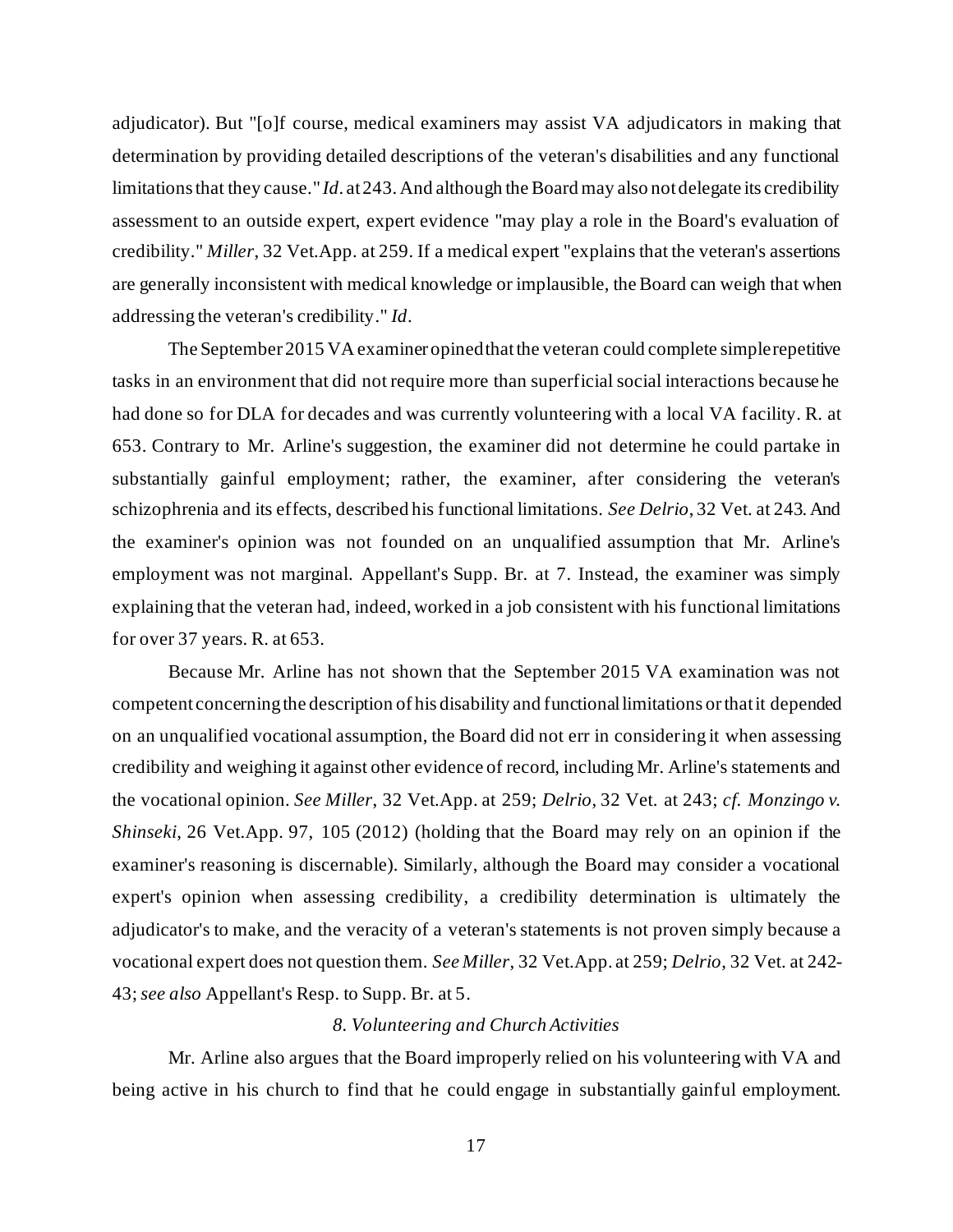adjudicator). But "[o]f course, medical examiners may assist VA adjudicators in making that determination by providing detailed descriptions of the veteran's disabilities and any functional limitations that they cause." *Id*. at 243. And although the Board may also not delegate its credibility assessment to an outside expert, expert evidence "may play a role in the Board's evaluation of credibility." *Miller*, 32 Vet.App. at 259. If a medical expert "explains that the veteran's assertions are generally inconsistent with medical knowledge or implausible, the Board can weigh that when addressing the veteran's credibility." *Id*.

The September 2015 VA examiner opined that the veteran could complete simple repetitive tasks in an environment that did not require more than superficial social interactions because he had done so for DLA for decades and was currently volunteering with a local VA facility. R. at 653. Contrary to Mr. Arline's suggestion, the examiner did not determine he could partake in substantially gainful employment; rather, the examiner, after considering the veteran's schizophrenia and its effects, described his functional limitations. *See Delrio*, 32 Vet. at 243. And the examiner's opinion was not founded on an unqualified assumption that Mr. Arline's employment was not marginal. Appellant's Supp. Br. at 7. Instead, the examiner was simply explaining that the veteran had, indeed, worked in a job consistent with his functional limitations for over 37 years. R. at 653.

Because Mr. Arline has not shown that the September 2015 VA examination was not competent concerning the description of his disability and functional limitations or that it depended on an unqualified vocational assumption, the Board did not err in considering it when assessing credibility and weighing it against other evidence of record, including Mr. Arline's statements and the vocational opinion. *See Miller*, 32 Vet.App. at 259; *Delrio*, 32 Vet. at 243; *cf. Monzingo v. Shinseki*, 26 Vet.App. 97, 105 (2012) (holding that the Board may rely on an opinion if the examiner's reasoning is discernable). Similarly, although the Board may consider a vocational expert's opinion when assessing credibility, a credibility determination is ultimately the adjudicator's to make, and the veracity of a veteran's statements is not proven simply because a vocational expert does not question them. *See Miller*, 32 Vet.App. at 259; *Delrio*, 32 Vet. at 242-43; *see also* Appellant's Resp. to Supp. Br. at 5.

*8. Volunteering and Church Activities*

Mr. Arline also argues that the Board improperly relied on his volunteering with VA and being active in his church to find that he could engage in substantially gainful employment.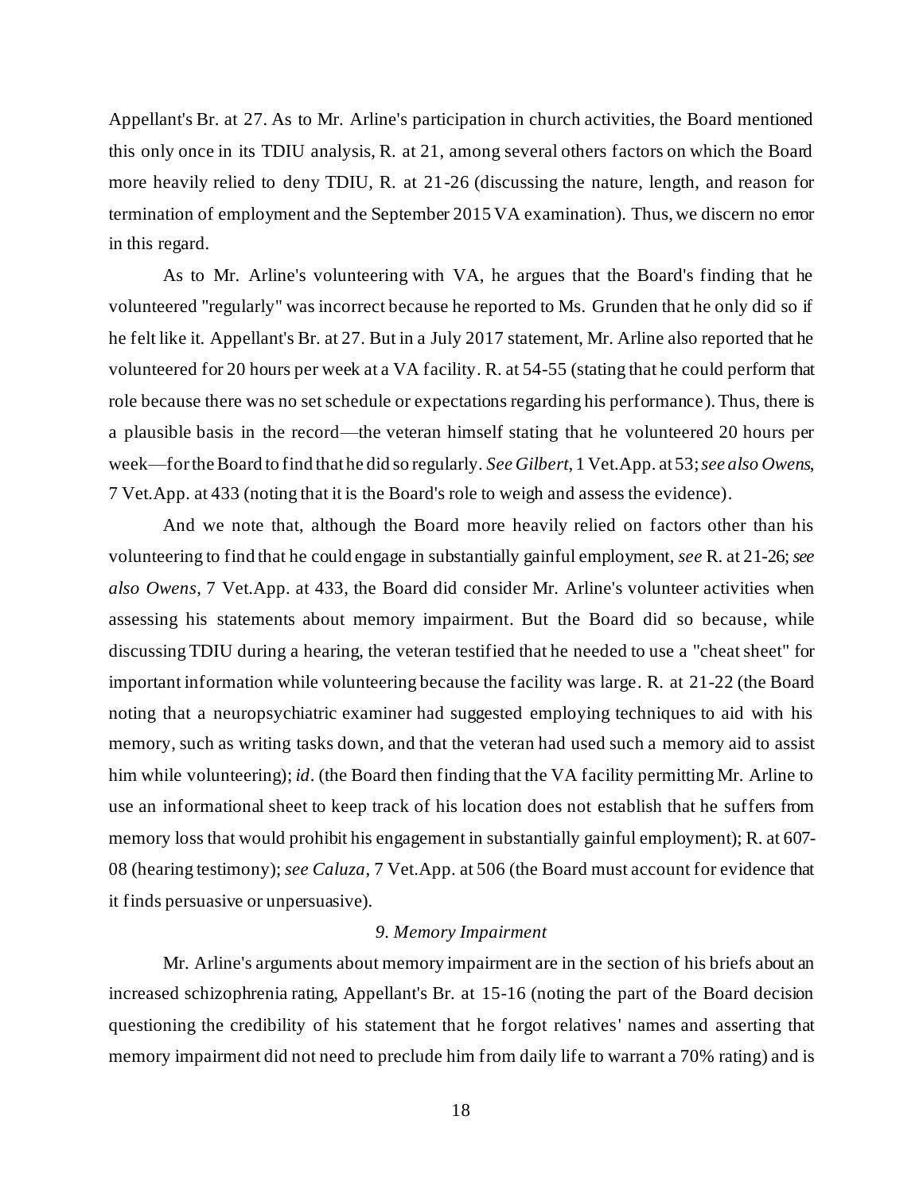Appellant's Br. at 27. As to Mr. Arline's participation in church activities, the Board mentioned this only once in its TDIU analysis, R. at 21, among several others factors on which the Board more heavily relied to deny TDIU, R. at 21-26 (discussing the nature, length, and reason for termination of employment and the September 2015 VA examination). Thus, we discern no error in this regard.

As to Mr. Arline's volunteering with VA, he argues that the Board's finding that he volunteered "regularly" was incorrect because he reported to Ms. Grunden that he only did so if he felt like it. Appellant's Br. at 27. But in a July 2017 statement, Mr. Arline also reported that he volunteered for 20 hours per week at a VA facility. R. at 54-55 (stating that he could perform that role because there was no set schedule or expectations regarding his performance). Thus, there is a plausible basis in the record—the veteran himself stating that he volunteered 20 hours per week—for the Board to find that he did so regularly. *See Gilbert*, 1 Vet.App. at 53; *see also Owens*, 7 Vet.App. at 433 (noting that it is the Board's role to weigh and assess the evidence).

And we note that, although the Board more heavily relied on factors other than his volunteering to find that he could engage in substantially gainful employment, *see* R. at 21-26; *see also Owens*, 7 Vet.App. at 433, the Board did consider Mr. Arline's volunteer activities when assessing his statements about memory impairment. But the Board did so because, while discussing TDIU during a hearing, the veteran testified that he needed to use a "cheat sheet" for important information while volunteering because the facility was large. R. at 21-22 (the Board noting that a neuropsychiatric examiner had suggested employing techniques to aid with his memory, such as writing tasks down, and that the veteran had used such a memory aid to assist him while volunteering); *id*. (the Board then finding that the VA facility permitting Mr. Arline to use an informational sheet to keep track of his location does not establish that he suffers from memory loss that would prohibit his engagement in substantially gainful employment); R. at 607-08 (hearing testimony); *see Caluza*, 7 Vet.App. at 506 (the Board must account for evidence that it finds persuasive or unpersuasive).

*9. Memory Impairment*

Mr. Arline's arguments about memory impairment are in the section of his briefs about an increased schizophrenia rating, Appellant's Br. at 15-16 (noting the part of the Board decision questioning the credibility of his statement that he forgot relatives' names and asserting that memory impairment did not need to preclude him from daily life to warrant a 70% rating) and is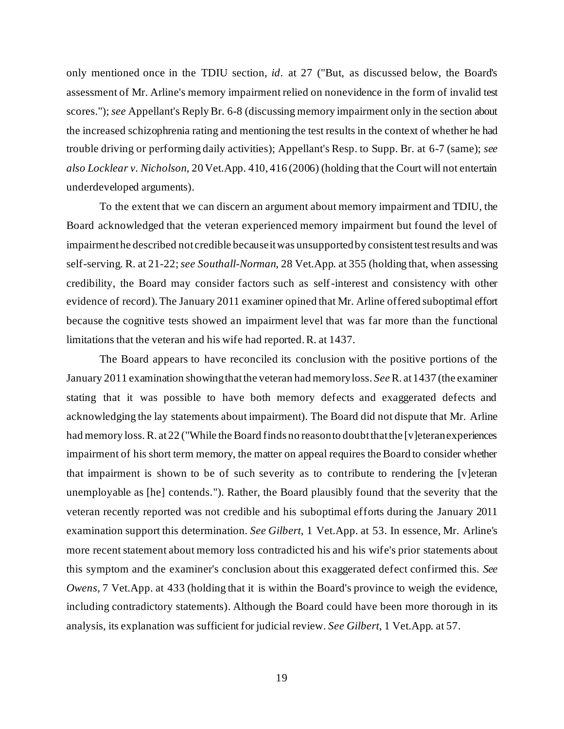only mentioned once in the TDIU section, *id*. at 27 ("But, as discussed below, the Board's assessment of Mr. Arline's memory impairment relied on nonevidence in the form of invalid test scores."); *see* Appellant's Reply Br. 6-8 (discussing memory impairment only in the section about the increased schizophrenia rating and mentioning the test results in the context of whether he had trouble driving or performing daily activities); Appellant's Resp. to Supp. Br. at 6-7 (same); *see also Locklear v. Nicholson*, 20 Vet.App. 410, 416 (2006) (holding that the Court will not entertain underdeveloped arguments).

To the extent that we can discern an argument about memory impairment and TDIU, the Board acknowledged that the veteran experienced memory impairment but found the level of impairment he described not credible because it was unsupported by consistent test results and was self-serving. R. at 21-22; *see Southall-Norman*, 28 Vet.App. at 355 (holding that, when assessing credibility, the Board may consider factors such as self-interest and consistency with other evidence of record). The January 2011 examiner opined that Mr. Arline offered suboptimal effort because the cognitive tests showed an impairment level that was far more than the functional limitations that the veteran and his wife had reported. R. at 1437.

The Board appears to have reconciled its conclusion with the positive portions of the January 2011 examination showing that the veteran had memory loss. *See* R. at 1437 (the examiner stating that it was possible to have both memory defects and exaggerated defects and acknowledging the lay statements about impairment). The Board did not dispute that Mr. Arline had memory loss. R. at 22 ("While the Board finds no reason to doubt that the [v]eteran experiences impairment of his short term memory, the matter on appeal requires the Board to consider whether that impairment is shown to be of such severity as to contribute to rendering the [v]eteran unemployable as [he] contends."). Rather, the Board plausibly found that the severity that the veteran recently reported was not credible and his suboptimal efforts during the January 2011 examination support this determination. *See Gilbert*, 1 Vet.App. at 53. In essence, Mr. Arline's more recent statement about memory loss contradicted his and his wife's prior statements about this symptom and the examiner's conclusion about this exaggerated defect confirmed this. *See Owens*, 7 Vet.App. at 433 (holding that it is within the Board's province to weigh the evidence, including contradictory statements). Although the Board could have been more thorough in its analysis, its explanation was sufficient for judicial review. *See Gilbert*, 1 Vet.App. at 57.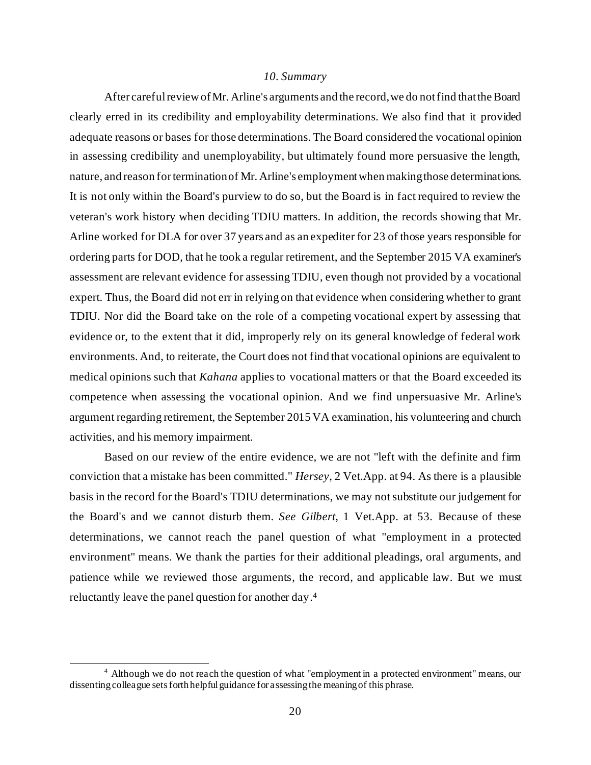### *10. Summary*

After careful review of Mr. Arline's arguments and the record, we do not find that the Board clearly erred in its credibility and employability determinations. We also find that it provided adequate reasons or bases for those determinations. The Board considered the vocational opinion in assessing credibility and unemployability, but ultimately found more persuasive the length, nature, and reason for termination of Mr. Arline's employment when making those determinations. It is not only within the Board's purview to do so, but the Board is in fact required to review the veteran's work history when deciding TDIU matters. In addition, the records showing that Mr. Arline worked for DLA for over 37 years and as an expediter for 23 of those years responsible for ordering parts for DOD, that he took a regular retirement, and the September 2015 VA examiner's assessment are relevant evidence for assessing TDIU, even though not provided by a vocational expert. Thus, the Board did not err in relying on that evidence when considering whether to grant TDIU. Nor did the Board take on the role of a competing vocational expert by assessing that evidence or, to the extent that it did, improperly rely on its general knowledge of federal work environments. And, to reiterate, the Court does not find that vocational opinions are equivalent to medical opinions such that *Kahana* applies to vocational matters or that the Board exceeded its competence when assessing the vocational opinion. And we find unpersuasive Mr. Arline's argument regarding retirement, the September 2015 VA examination, his volunteering and church activities, and his memory impairment.

Based on our review of the entire evidence, we are not "left with the definite and firm conviction that a mistake has been committed." *Hersey*, 2 Vet.App. at 94. As there is a plausible basis in the record for the Board's TDIU determinations, we may not substitute our judgement for the Board's and we cannot disturb them. *See Gilbert*, 1 Vet.App. at 53. Because of these determinations, we cannot reach the panel question of what "employment in a protected environment" means. We thank the parties for their additional pleadings, oral arguments, and patience while we reviewed those arguments, the record, and applicable law. But we must reluctantly leave the panel question for another day.[4]

[4] Although we do not reach the question of what "employment in a protected environment" means, our dissenting colleague sets forth helpful guidance for assessing the meaning of this phrase.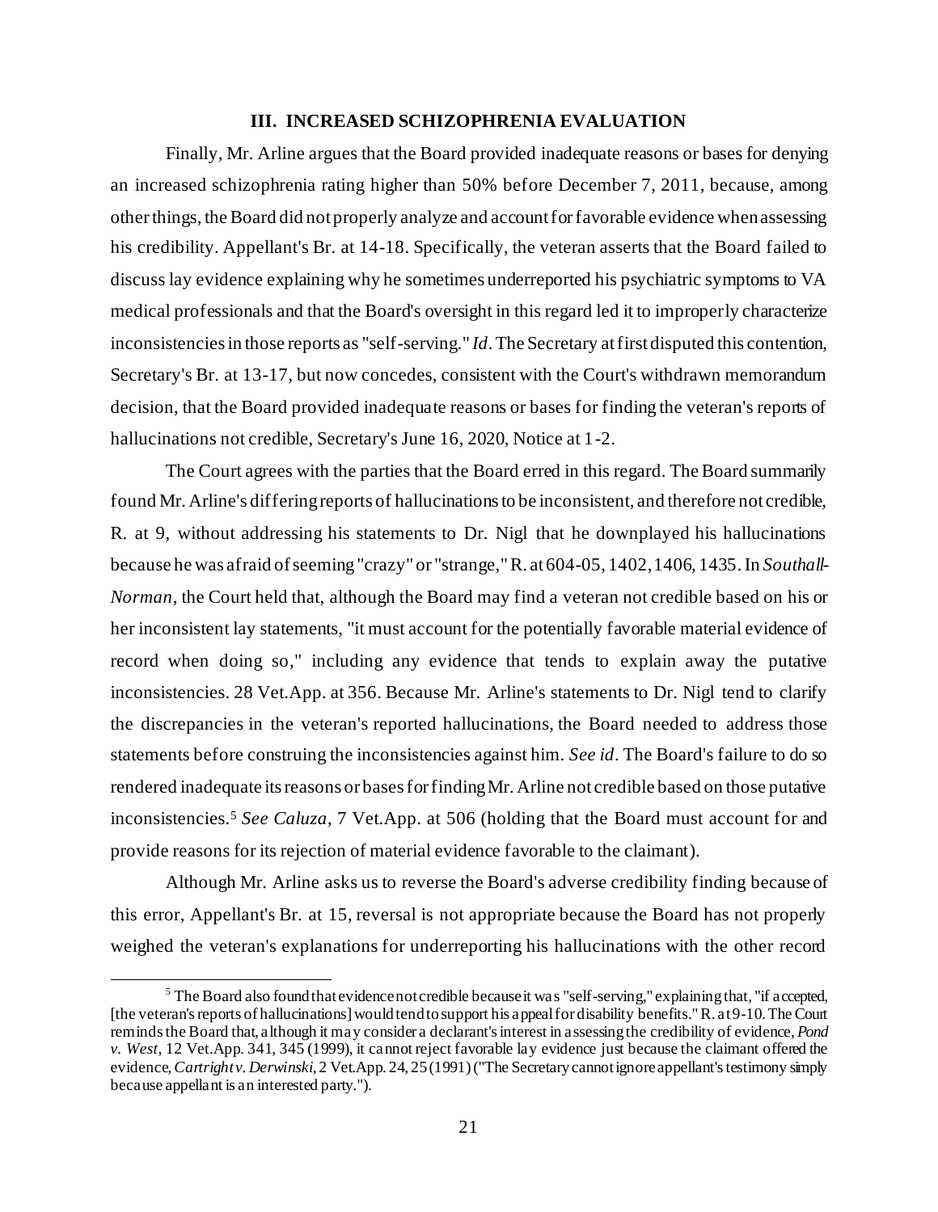### III. INCREASED SCHIZOPHRENIA EVALUATION

Finally, Mr. Arline argues that the Board provided inadequate reasons or bases for denying an increased schizophrenia rating higher than 50% before December 7, 2011, because, among other things, the Board did not properly analyze and account for favorable evidence when assessing his credibility. Appellant's Br. at 14-18. Specifically, the veteran asserts that the Board failed to discuss lay evidence explaining why he sometimes underreported his psychiatric symptoms to VA medical professionals and that the Board's oversight in this regard led it to improperly characterize inconsistencies in those reports as "self-serving." *Id*. The Secretary at first disputed this contention, Secretary's Br. at 13-17, but now concedes, consistent with the Court's withdrawn memorandum decision, that the Board provided inadequate reasons or bases for finding the veteran's reports of hallucinations not credible, Secretary's June 16, 2020, Notice at 1-2.

The Court agrees with the parties that the Board erred in this regard. The Board summarily found Mr. Arline's differing reports of hallucinations to be inconsistent, and therefore not credible, R. at 9, without addressing his statements to Dr. Nigl that he downplayed his hallucinations because he was afraid of seeming "crazy" or "strange," R. at 604-05, 1402, 1406, 1435. In *Southall-Norman*, the Court held that, although the Board may find a veteran not credible based on his or her inconsistent lay statements, "it must account for the potentially favorable material evidence of record when doing so," including any evidence that tends to explain away the putative inconsistencies. 28 Vet.App. at 356. Because Mr. Arline's statements to Dr. Nigl tend to clarify the discrepancies in the veteran's reported hallucinations, the Board needed to address those statements before construing the inconsistencies against him. *See id*. The Board's failure to do so rendered inadequate its reasons or bases for finding Mr. Arline not credible based on those putative inconsistencies.[5] *See Caluza*, 7 Vet.App. at 506 (holding that the Board must account for and provide reasons for its rejection of material evidence favorable to the claimant).

Although Mr. Arline asks us to reverse the Board's adverse credibility finding because of this error, Appellant's Br. at 15, reversal is not appropriate because the Board has not properly weighed the veteran's explanations for underreporting his hallucinations with the other record

[5] The Board also found that evidence not credible because it was "self-serving," explaining that, "if accepted, [the veteran's reports of hallucinations] would tend to support his appeal for disability benefits." R. at 9-10. The Court reminds the Board that, although it may consider a declarant's interest in assessing the credibility of evidence, *Pond v. West*, 12 Vet.App. 341, 345 (1999), it cannot reject favorable lay evidence just because the claimant offered the evidence, *Cartright v. Derwinski*, 2 Vet.App. 24, 25 (1991) ("The Secretary cannot ignore appellant's testimony simply because appellant is an interested party.").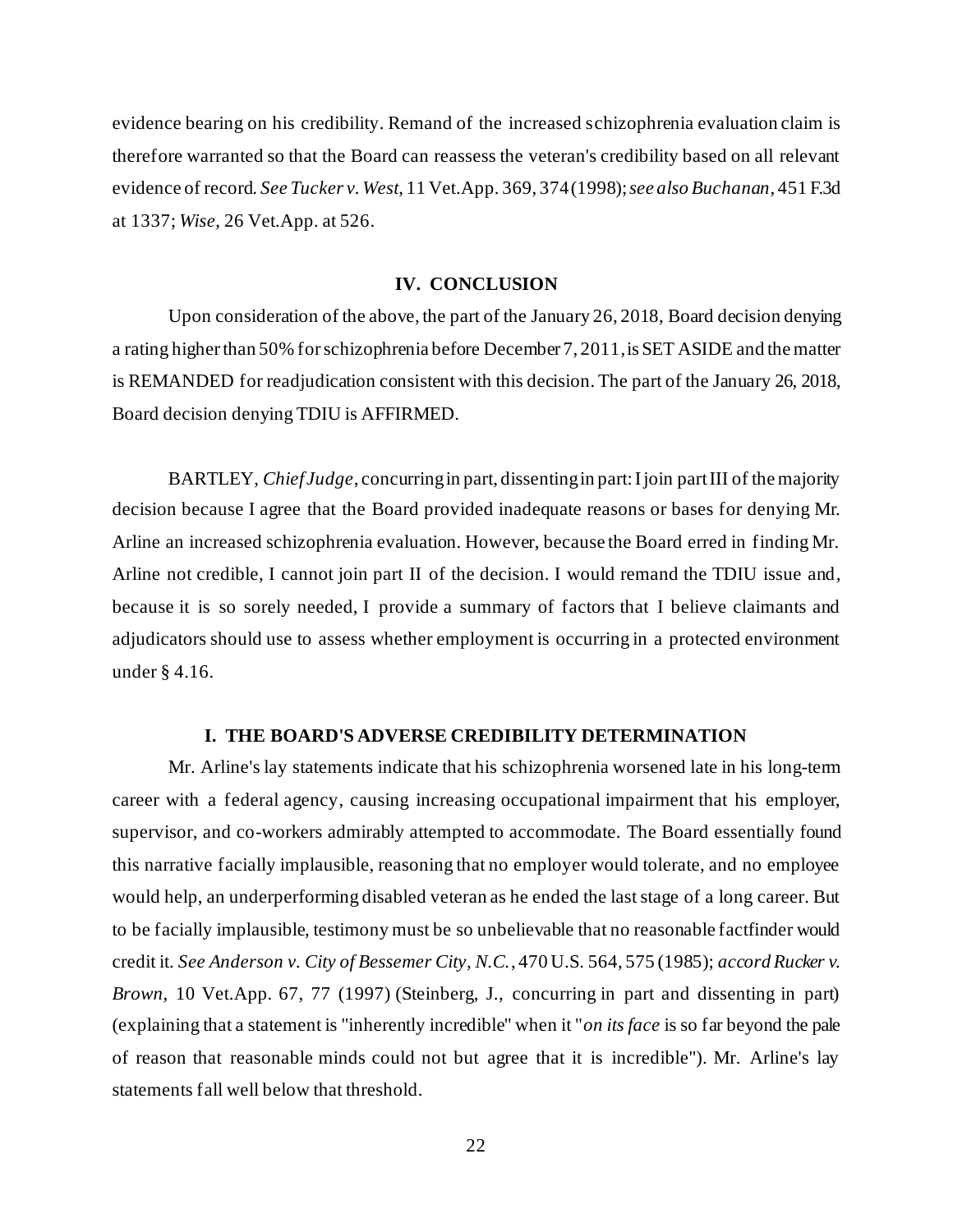evidence bearing on his credibility. Remand of the increased schizophrenia evaluation claim is therefore warranted so that the Board can reassess the veteran's credibility based on all relevant evidence of record. *See Tucker v. West*, 11 Vet.App. 369, 374 (1998); *see also Buchanan*, 451 F.3d at 1337; *Wise*, 26 Vet.App. at 526.

## IV. CONCLUSION

Upon consideration of the above, the part of the January 26, 2018, Board decision denying a rating higher than 50% for schizophrenia before December 7, 2011, is SET ASIDE and the matter is REMANDED for readjudication consistent with this decision. The part of the January 26, 2018, Board decision denying TDIU is AFFIRMED.

BARTLEY, *Chief Judge*, concurring in part, dissenting in part: I join part III of the majority decision because I agree that the Board provided inadequate reasons or bases for denying Mr. Arline an increased schizophrenia evaluation. However, because the Board erred in finding Mr. Arline not credible, I cannot join part II of the decision. I would remand the TDIU issue and, because it is so sorely needed, I provide a summary of factors that I believe claimants and adjudicators should use to assess whether employment is occurring in a protected environment under § 4.16.

## I. THE BOARD'S ADVERSE CREDIBILITY DETERMINATION

Mr. Arline's lay statements indicate that his schizophrenia worsened late in his long-term career with a federal agency, causing increasing occupational impairment that his employer, supervisor, and co-workers admirably attempted to accommodate. The Board essentially found this narrative facially implausible, reasoning that no employer would tolerate, and no employee would help, an underperforming disabled veteran as he ended the last stage of a long career. But to be facially implausible, testimony must be so unbelievable that no reasonable factfinder would credit it. *See Anderson v. City of Bessemer City, N.C.*, 470 U.S. 564, 575 (1985); *accord Rucker v. Brown*, 10 Vet.App. 67, 77 (1997) (Steinberg, J., concurring in part and dissenting in part) (explaining that a statement is "inherently incredible" when it "*on its face* is so far beyond the pale of reason that reasonable minds could not but agree that it is incredible"). Mr. Arline's lay statements fall well below that threshold.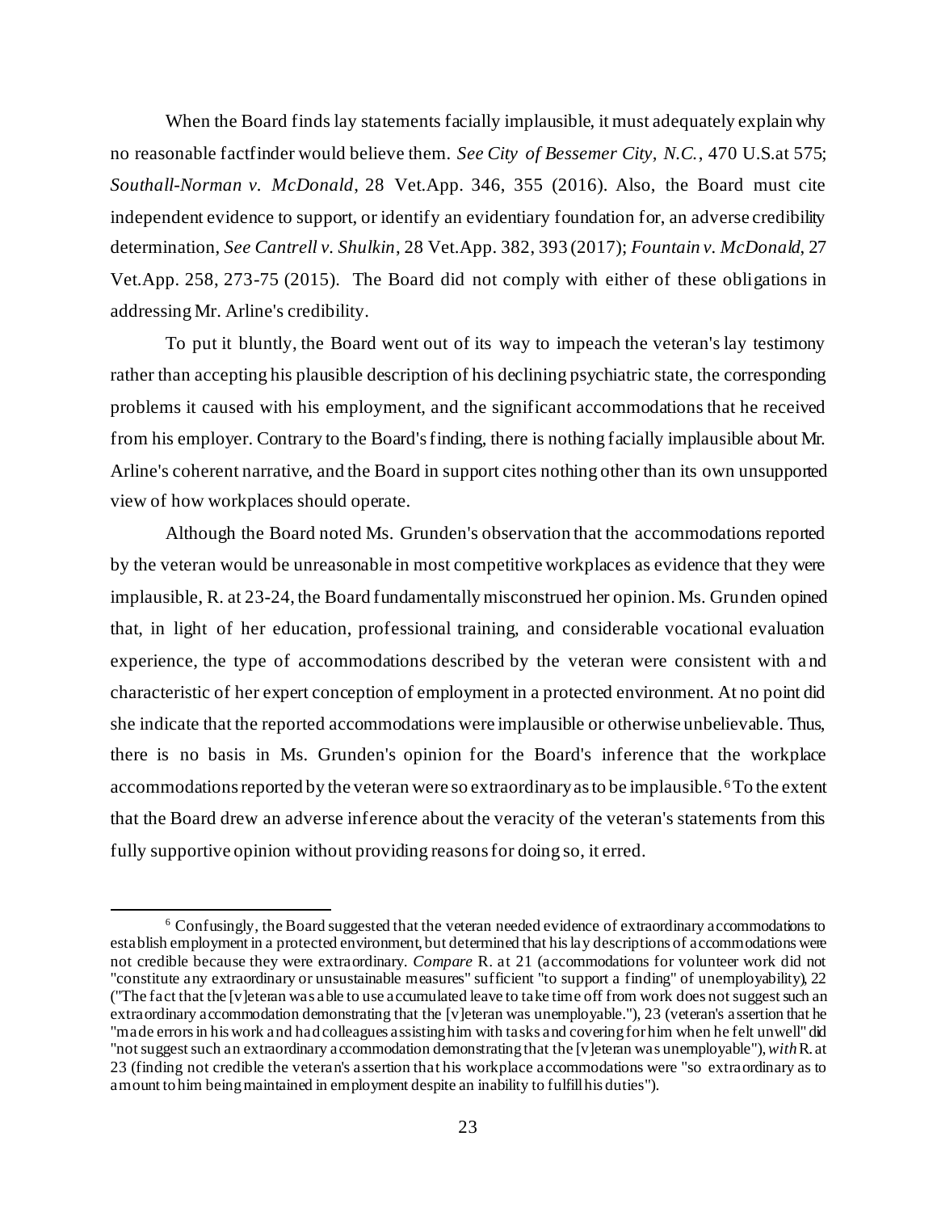When the Board finds lay statements facially implausible, it must adequately explain why no reasonable factfinder would believe them. *See City of Bessemer City, N.C.*, 470 U.S.at 575; *Southall-Norman v. McDonald*, 28 Vet.App. 346, 355 (2016). Also, the Board must cite independent evidence to support, or identify an evidentiary foundation for, an adverse credibility determination, *See Cantrell v. Shulkin*, 28 Vet.App. 382, 393 (2017); *Fountain v. McDonald*, 27 Vet.App. 258, 273-75 (2015). The Board did not comply with either of these obligations in addressing Mr. Arline's credibility.

To put it bluntly, the Board went out of its way to impeach the veteran's lay testimony rather than accepting his plausible description of his declining psychiatric state, the corresponding problems it caused with his employment, and the significant accommodations that he received from his employer. Contrary to the Board's finding, there is nothing facially implausible about Mr. Arline's coherent narrative, and the Board in support cites nothing other than its own unsupported view of how workplaces should operate.

Although the Board noted Ms. Grunden's observation that the accommodations reported by the veteran would be unreasonable in most competitive workplaces as evidence that they were implausible, R. at 23-24, the Board fundamentally misconstrued her opinion. Ms. Grunden opined that, in light of her education, professional training, and considerable vocational evaluation experience, the type of accommodations described by the veteran were consistent with and characteristic of her expert conception of employment in a protected environment. At no point did she indicate that the reported accommodations were implausible or otherwise unbelievable. Thus, there is no basis in Ms. Grunden's opinion for the Board's inference that the workplace accommodations reported by the veteran were so extraordinary as to be implausible.[6] To the extent that the Board drew an adverse inference about the veracity of the veteran's statements from this fully supportive opinion without providing reasons for doing so, it erred.

---

[6] Confusingly, the Board suggested that the veteran needed evidence of extraordinary accommodations to establish employment in a protected environment, but determined that his lay descriptions of accommodations were not credible because they were extraordinary. *Compare* R. at 21 (accommodations for volunteer work did not "constitute any extraordinary or unsustainable measures" sufficient "to support a finding" of unemployability), 22 ("The fact that the [v]eteran was able to use accumulated leave to take time off from work does not suggest such an extraordinary accommodation demonstrating that the [v]eteran was unemployable."), 23 (veteran's assertion that he "made errors in his work and had colleagues assisting him with tasks and covering for him when he felt unwell" did "not suggest such an extraordinary accommodation demonstrating that the [v]eteran was unemployable"), *with* R. at 23 (finding not credible the veteran's assertion that his workplace accommodations were "so extraordinary as to amount to him being maintained in employment despite an inability to fulfill his duties").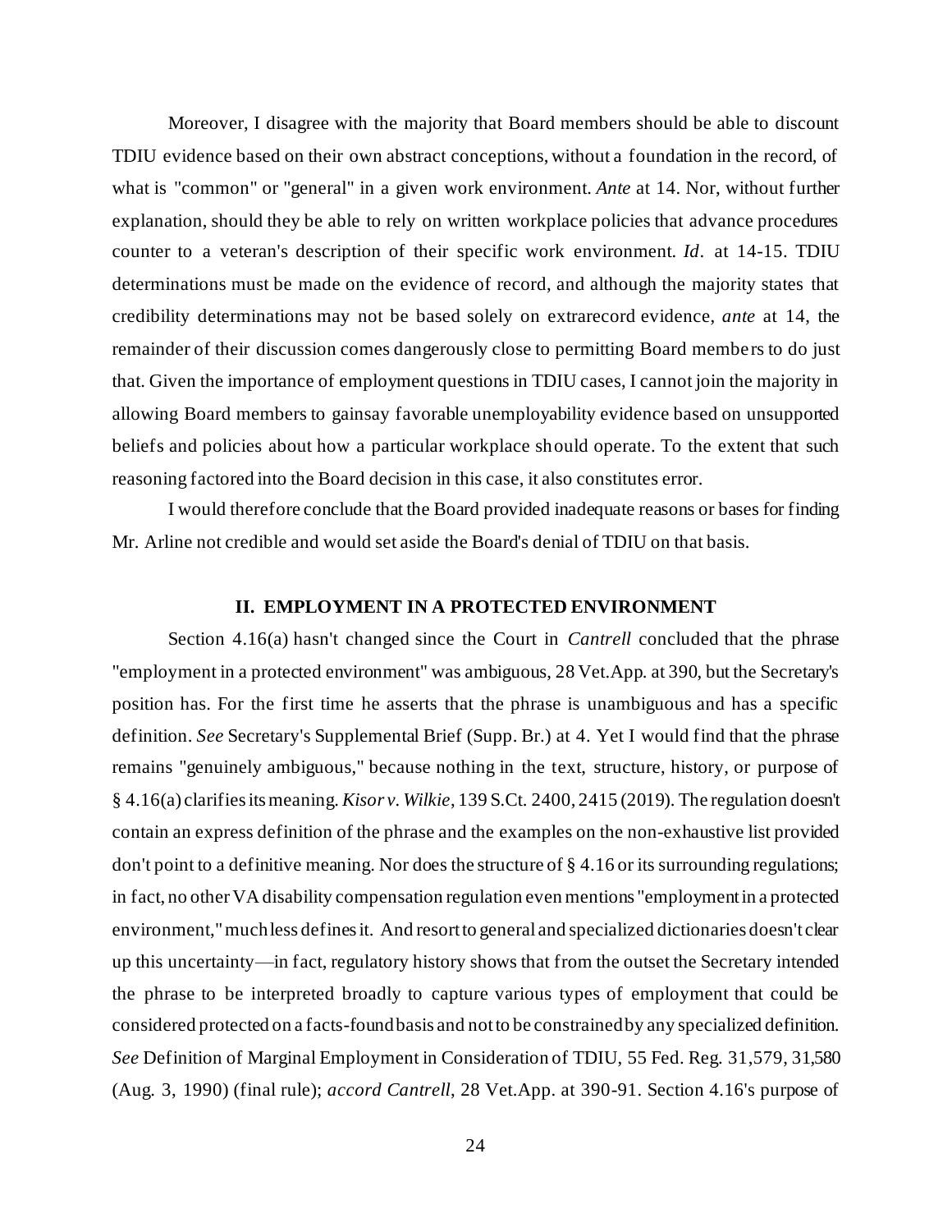Moreover, I disagree with the majority that Board members should be able to discount TDIU evidence based on their own abstract conceptions, without a foundation in the record, of what is "common" or "general" in a given work environment. *Ante* at 14. Nor, without further explanation, should they be able to rely on written workplace policies that advance procedures counter to a veteran's description of their specific work environment. *Id*. at 14-15. TDIU determinations must be made on the evidence of record, and although the majority states that credibility determinations may not be based solely on extrarecord evidence, *ante* at 14, the remainder of their discussion comes dangerously close to permitting Board members to do just that. Given the importance of employment questions in TDIU cases, I cannot join the majority in allowing Board members to gainsay favorable unemployability evidence based on unsupported beliefs and policies about how a particular workplace should operate. To the extent that such reasoning factored into the Board decision in this case, it also constitutes error.

I would therefore conclude that the Board provided inadequate reasons or bases for finding Mr. Arline not credible and would set aside the Board's denial of TDIU on that basis.

## II. EMPLOYMENT IN A PROTECTED ENVIRONMENT

Section 4.16(a) hasn't changed since the Court in *Cantrell* concluded that the phrase "employment in a protected environment" was ambiguous, 28 Vet.App. at 390, but the Secretary's position has. For the first time he asserts that the phrase is unambiguous and has a specific definition. *See* Secretary's Supplemental Brief (Supp. Br.) at 4. Yet I would find that the phrase remains "genuinely ambiguous," because nothing in the text, structure, history, or purpose of § 4.16(a) clarifies its meaning. *Kisor v. Wilkie*, 139 S.Ct. 2400, 2415 (2019). The regulation doesn't contain an express definition of the phrase and the examples on the non-exhaustive list provided don't point to a definitive meaning. Nor does the structure of § 4.16 or its surrounding regulations; in fact, no other VA disability compensation regulation even mentions "employment in a protected environment," much less defines it. And resort to general and specialized dictionaries doesn't clear up this uncertainty—in fact, regulatory history shows that from the outset the Secretary intended the phrase to be interpreted broadly to capture various types of employment that could be considered protected on a facts-found basis and not to be constrained by any specialized definition. *See* Definition of Marginal Employment in Consideration of TDIU, 55 Fed. Reg. 31,579, 31,580 (Aug. 3, 1990) (final rule); *accord Cantrell*, 28 Vet.App. at 390-91. Section 4.16's purpose of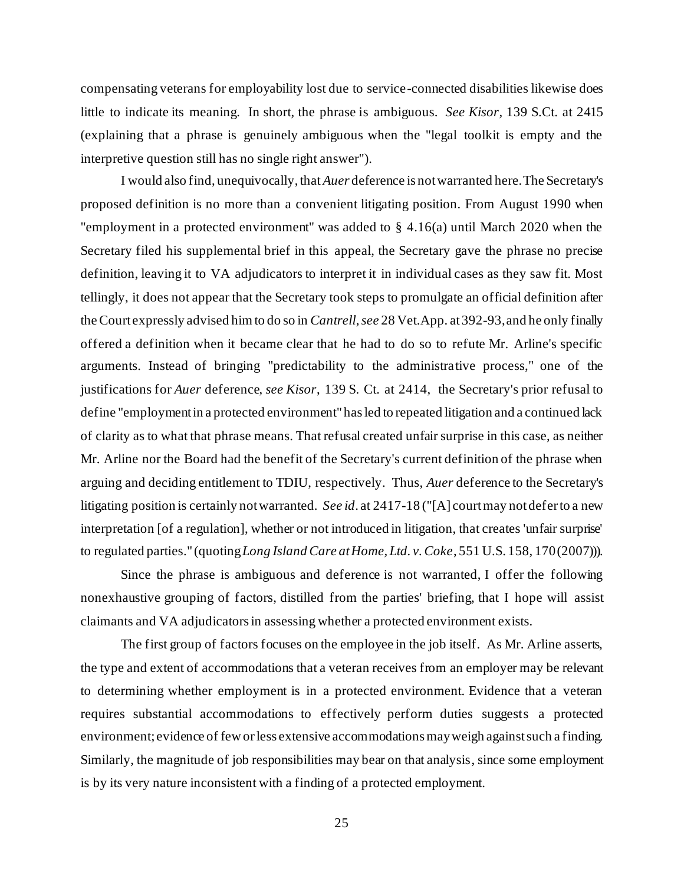compensating veterans for employability lost due to service-connected disabilities likewise does little to indicate its meaning. In short, the phrase is ambiguous. *See Kisor*, 139 S.Ct. at 2415 (explaining that a phrase is genuinely ambiguous when the "legal toolkit is empty and the interpretive question still has no single right answer").

I would also find, unequivocally, that *Auer* deference is not warranted here. The Secretary's proposed definition is no more than a convenient litigating position. From August 1990 when "employment in a protected environment" was added to § 4.16(a) until March 2020 when the Secretary filed his supplemental brief in this appeal, the Secretary gave the phrase no precise definition, leaving it to VA adjudicators to interpret it in individual cases as they saw fit. Most tellingly, it does not appear that the Secretary took steps to promulgate an official definition after the Court expressly advised him to do so in *Cantrell*, *see* 28 Vet.App. at 392-93, and he only finally offered a definition when it became clear that he had to do so to refute Mr. Arline's specific arguments. Instead of bringing "predictability to the administrative process," one of the justifications for *Auer* deference, *see Kisor*, 139 S. Ct. at 2414, the Secretary's prior refusal to define "employment in a protected environment" has led to repeated litigation and a continued lack of clarity as to what that phrase means. That refusal created unfair surprise in this case, as neither Mr. Arline nor the Board had the benefit of the Secretary's current definition of the phrase when arguing and deciding entitlement to TDIU, respectively. Thus, *Auer* deference to the Secretary's litigating position is certainly not warranted. *See id*. at 2417-18 ("[A] court may not defer to a new interpretation [of a regulation], whether or not introduced in litigation, that creates 'unfair surprise' to regulated parties." (quoting *Long Island Care at Home, Ltd. v. Coke*, 551 U.S. 158, 170 (2007))).

Since the phrase is ambiguous and deference is not warranted, I offer the following nonexhaustive grouping of factors, distilled from the parties' briefing, that I hope will assist claimants and VA adjudicators in assessing whether a protected environment exists.

The first group of factors focuses on the employee in the job itself. As Mr. Arline asserts, the type and extent of accommodations that a veteran receives from an employer may be relevant to determining whether employment is in a protected environment. Evidence that a veteran requires substantial accommodations to effectively perform duties suggests a protected environment; evidence of few or less extensive accommodations may weigh against such a finding. Similarly, the magnitude of job responsibilities may bear on that analysis, since some employment is by its very nature inconsistent with a finding of a protected employment.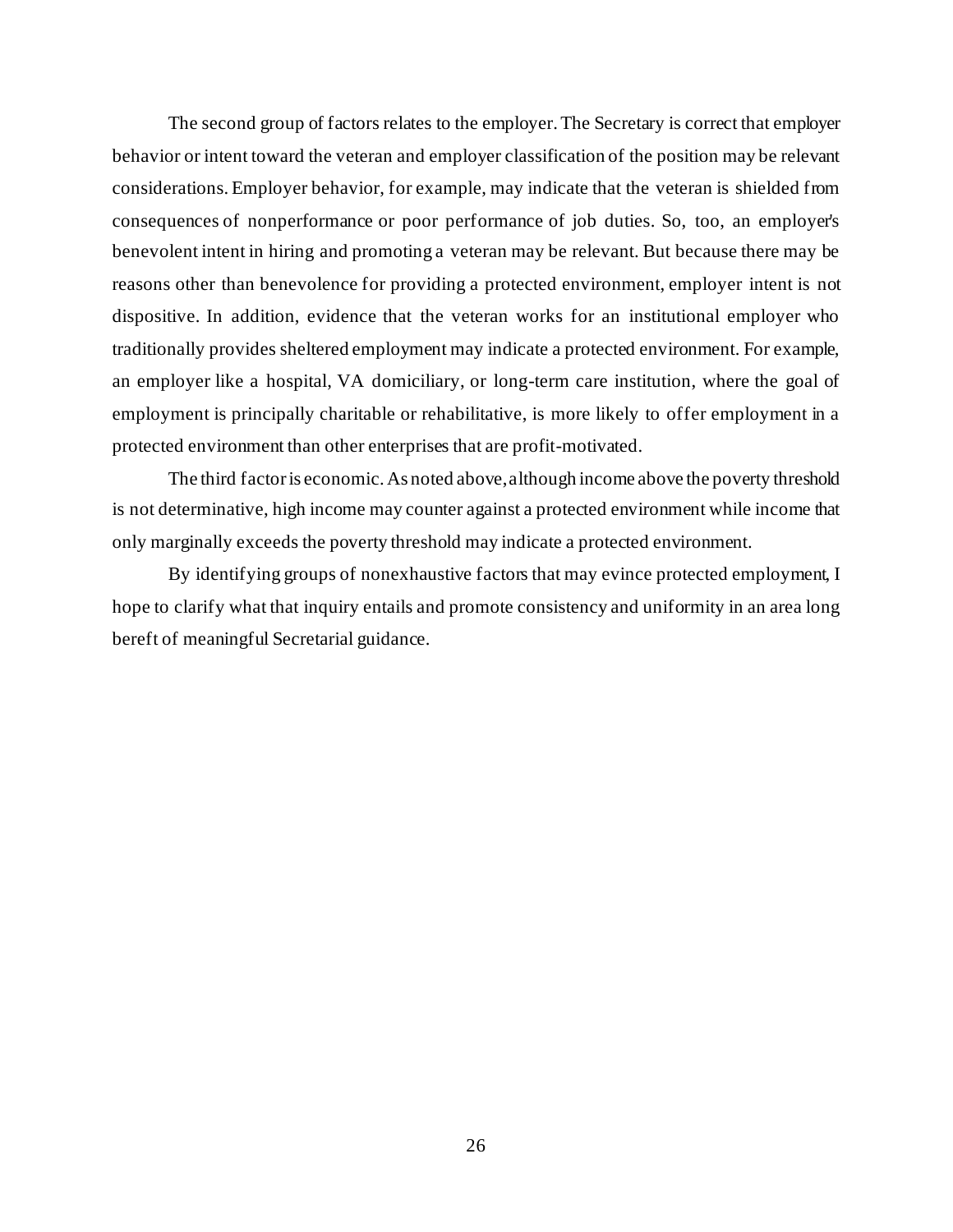The second group of factors relates to the employer. The Secretary is correct that employer behavior or intent toward the veteran and employer classification of the position may be relevant considerations. Employer behavior, for example, may indicate that the veteran is shielded from consequences of nonperformance or poor performance of job duties. So, too, an employer's benevolent intent in hiring and promoting a veteran may be relevant. But because there may be reasons other than benevolence for providing a protected environment, employer intent is not dispositive. In addition, evidence that the veteran works for an institutional employer who traditionally provides sheltered employment may indicate a protected environment. For example, an employer like a hospital, VA domiciliary, or long-term care institution, where the goal of employment is principally charitable or rehabilitative, is more likely to offer employment in a protected environment than other enterprises that are profit-motivated.

The third factor is economic. As noted above, although income above the poverty threshold is not determinative, high income may counter against a protected environment while income that only marginally exceeds the poverty threshold may indicate a protected environment.

By identifying groups of nonexhaustive factors that may evince protected employment, I hope to clarify what that inquiry entails and promote consistency and uniformity in an area long bereft of meaningful Secretarial guidance.